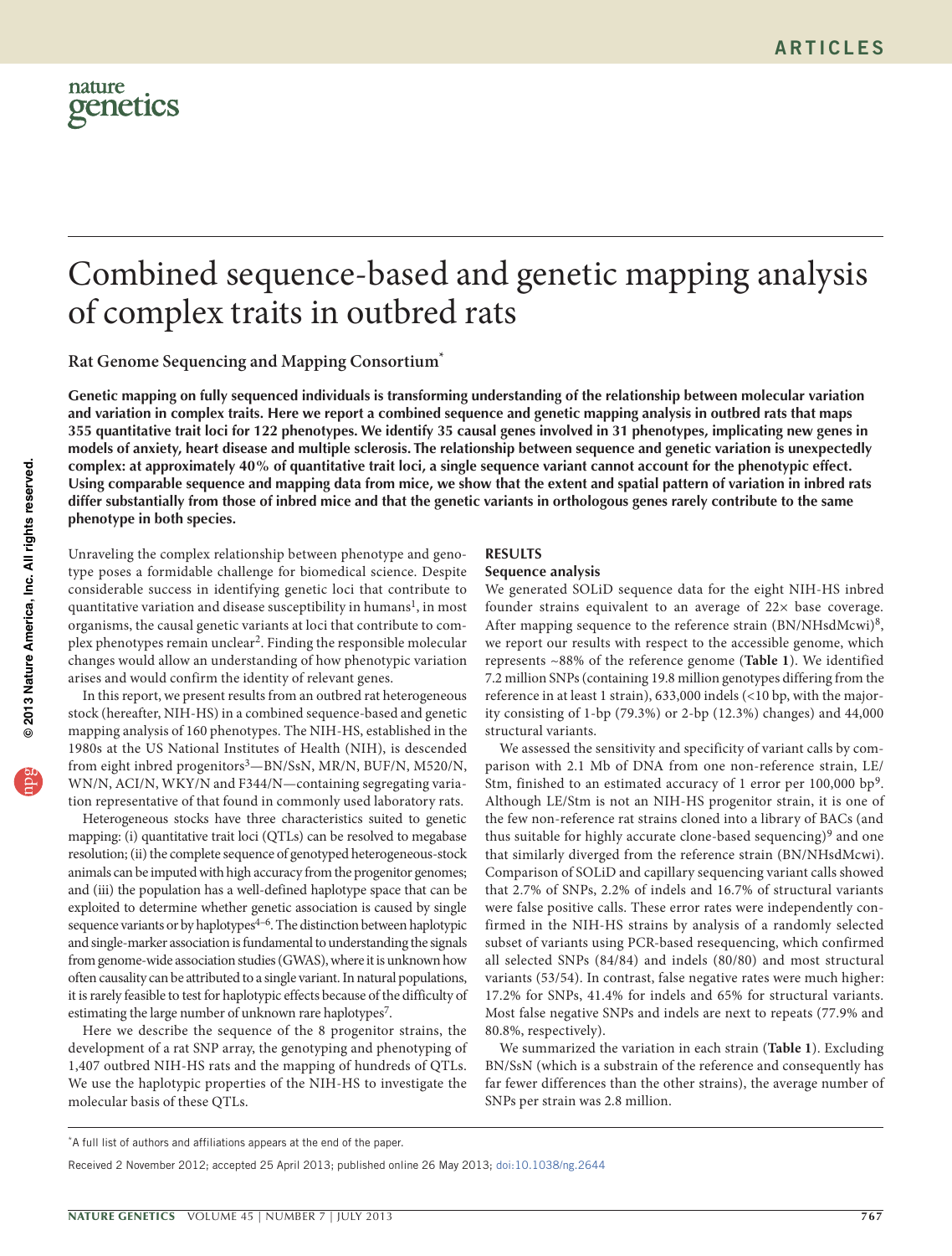# Combined sequence-based and genetic mapping analysis of complex traits in outbred rats

**Rat Genome Sequencing and Mapping Consortium***

**Genetic mapping on fully sequenced individuals is transforming understanding of the relationship between molecular variation and variation in complex traits. Here we report a combined sequence and genetic mapping analysis in outbred rats that maps 355 quantitative trait loci for 122 phenotypes. We identify 35 causal genes involved in 31 phenotypes, implicating new genes in models of anxiety, heart disease and multiple sclerosis. The relationship between sequence and genetic variation is unexpectedly complex: at approximately 40% of quantitative trait loci, a single sequence variant cannot account for the phenotypic effect. Using comparable sequence and mapping data from mice, we show that the extent and spatial pattern of variation in inbred rats differ substantially from those of inbred mice and that the genetic variants in orthologous genes rarely contribute to the same phenotype in both species.**

Unraveling the complex relationship between phenotype and genotype poses a formidable challenge for biomedical science. Despite considerable success in identifying genetic loci that contribute to quantitative variation and disease susceptibility in humans[1], in most organisms, the causal genetic variants at loci that contribute to complex phenotypes remain unclear[2]. Finding the responsible molecular changes would allow an understanding of how phenotypic variation arises and would confirm the identity of relevant genes.

In this report, we present results from an outbred rat heterogeneous stock (hereafter, NIH-HS) in a combined sequence-based and genetic mapping analysis of 160 phenotypes. The NIH-HS, established in the 1980s at the US National Institutes of Health (NIH), is descended from eight inbred progenitors[3]—BN/SsN, MR/N, BUF/N, M520/N, WN/N, ACI/N, WKY/N and F344/N—containing segregating variation representative of that found in commonly used laboratory rats.

Heterogeneous stocks have three characteristics suited to genetic mapping: (i) quantitative trait loci (QTLs) can be resolved to megabase resolution; (ii) the complete sequence of genotyped heterogeneous-stock animals can be imputed with high accuracy from the progenitor genomes; and (iii) the population has a well-defined haplotype space that can be exploited to determine whether genetic association is caused by single sequence variants or by haplotypes[4–6]. The distinction between haplotypic and single-marker association is fundamental to understanding the signals from genome-wide association studies (GWAS), where it is unknown how often causality can be attributed to a single variant. In natural populations, it is rarely feasible to test for haplotypic effects because of the difficulty of estimating the large number of unknown rare haplotypes[7].

Here we describe the sequence of the 8 progenitor strains, the development of a rat SNP array, the genotyping and phenotyping of 1,407 outbred NIH-HS rats and the mapping of hundreds of QTLs. We use the haplotypic properties of the NIH-HS to investigate the molecular basis of these QTLs.

## RESULTS

### Sequence analysis

We generated SOLiD sequence data for the eight NIH-HS inbred founder strains equivalent to an average of 22× base coverage. After mapping sequence to the reference strain (BN/NHsdMcwi)[8], we report our results with respect to the accessible genome, which represents ~88% of the reference genome (**Table 1**). We identified 7.2 million SNPs (containing 19.8 million genotypes differing from the reference in at least 1 strain), 633,000 indels (<10 bp, with the majority consisting of 1-bp (79.3%) or 2-bp (12.3%) changes) and 44,000 structural variants.

We assessed the sensitivity and specificity of variant calls by comparison with 2.1 Mb of DNA from one non-reference strain, LE/Stm, finished to an estimated accuracy of 1 error per 100,000 bp[9]. Although LE/Stm is not an NIH-HS progenitor strain, it is one of the few non-reference rat strains cloned into a library of BACs (and thus suitable for highly accurate clone-based sequencing)[9] and one that similarly diverged from the reference strain (BN/NHsdMcwi). Comparison of SOLiD and capillary sequencing variant calls showed that 2.7% of SNPs, 2.2% of indels and 16.7% of structural variants were false positive calls. These error rates were independently confirmed in the NIH-HS strains by analysis of a randomly selected subset of variants using PCR-based resequencing, which confirmed all selected SNPs (84/84) and indels (80/80) and most structural variants (53/54). In contrast, false negative rates were much higher: 17.2% for SNPs, 41.4% for indels and 65% for structural variants. Most false negative SNPs and indels are next to repeats (77.9% and 80.8%, respectively).

We summarized the variation in each strain (**Table 1**). Excluding BN/SsN (which is a substrain of the reference and consequently has far fewer differences than the other strains), the average number of SNPs per strain was 2.8 million.

*A full list of authors and affiliations appears at the end of the paper.

Received 2 November 2012; accepted 25 April 2013; published online 26 May 2013; doi:10.1038/ng.2644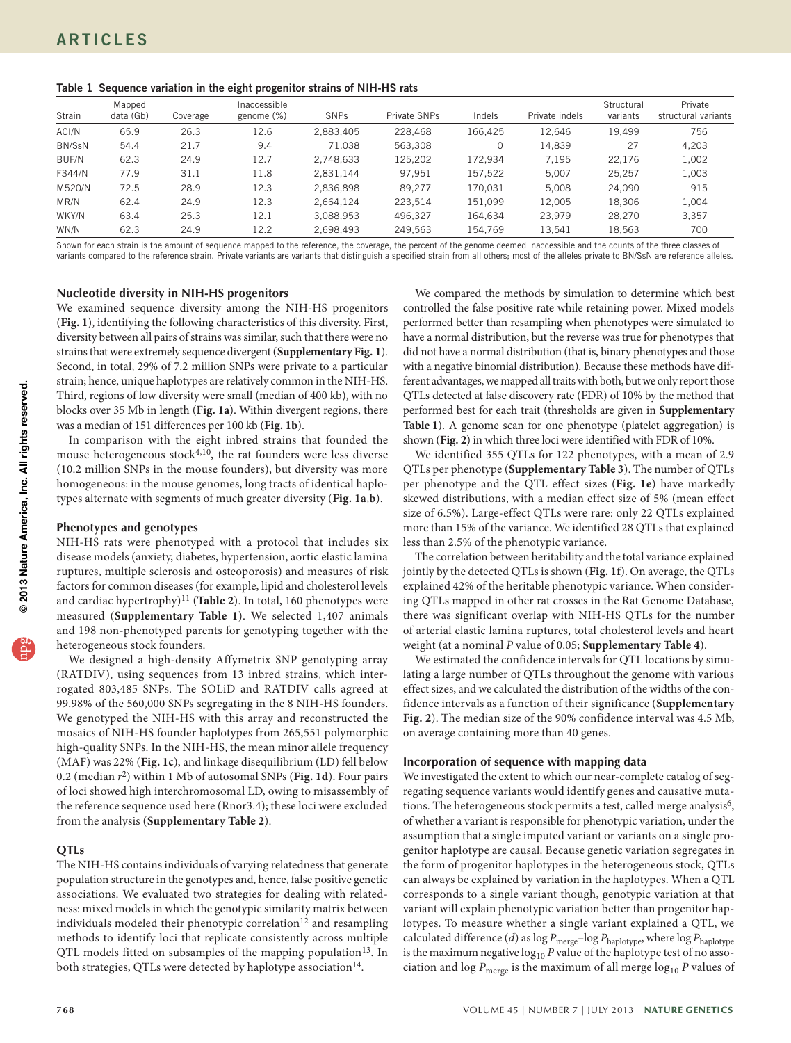**Table 1 Sequence variation in the eight progenitor strains of NIH-HS rats**

| Strain | Mapped data (Gb) | Coverage | Inaccessible genome (%) | SNPs | Private SNPs | Indels | Private indels | Structural variants | Private structural variants |
|---|---|---|---|---|---|---|---|---|---|
| ACI/N | 65.9 | 26.3 | 12.6 | 2,883,405 | 228,468 | 166,425 | 12,646 | 19,499 | 756 |
| BN/SsN | 54.4 | 21.7 | 9.4 | 71,038 | 563,308 | 0 | 14,839 | 27 | 4,203 |
| BUF/N | 62.3 | 24.9 | 12.7 | 2,748,633 | 125,202 | 172,934 | 7,195 | 22,176 | 1,002 |
| F344/N | 77.9 | 31.1 | 11.8 | 2,831,144 | 97,951 | 157,522 | 5,007 | 25,257 | 1,003 |
| M520/N | 72.5 | 28.9 | 12.3 | 2,836,898 | 89,277 | 170,031 | 5,008 | 24,090 | 915 |
| MR/N | 62.4 | 24.9 | 12.3 | 2,664,124 | 223,514 | 151,099 | 12,005 | 18,306 | 1,004 |
| WKY/N | 63.4 | 25.3 | 12.1 | 3,088,953 | 496,327 | 164,634 | 23,979 | 28,270 | 3,357 |
| WN/N | 62.3 | 24.9 | 12.2 | 2,698,493 | 249,563 | 154,769 | 13,541 | 18,563 | 700 |

Shown for each strain is the amount of sequence mapped to the reference, the coverage, the percent of the genome deemed inaccessible and the counts of the three classes of variants compared to the reference strain. Private variants are variants that distinguish a specified strain from all others; most of the alleles private to BN/SsN are reference alleles.

### Nucleotide diversity in NIH-HS progenitors

We examined sequence diversity among the NIH-HS progenitors (**Fig. 1**), identifying the following characteristics of this diversity. First, diversity between all pairs of strains was similar, such that there were no strains that were extremely sequence divergent (**Supplementary Fig. 1**). Second, in total, 29% of 7.2 million SNPs were private to a particular strain; hence, unique haplotypes are relatively common in the NIH-HS. Third, regions of low diversity were small (median of 400 kb), with no blocks over 35 Mb in length (**Fig. 1a**). Within divergent regions, there was a median of 151 differences per 100 kb (**Fig. 1b**).

In comparison with the eight inbred strains that founded the mouse heterogeneous stock[4,10], the rat founders were less diverse (10.2 million SNPs in the mouse founders), but diversity was more homogeneous: in the mouse genomes, long tracts of identical haplotypes alternate with segments of much greater diversity (**Fig. 1a**,**b**).

### Phenotypes and genotypes

NIH-HS rats were phenotyped with a protocol that includes six disease models (anxiety, diabetes, hypertension, aortic elastic lamina ruptures, multiple sclerosis and osteoporosis) and measures of risk factors for common diseases (for example, lipid and cholesterol levels and cardiac hypertrophy)[11] (**Table 2**). In total, 160 phenotypes were measured (**Supplementary Table 1**). We selected 1,407 animals and 198 non-phenotyped parents for genotyping together with the heterogeneous stock founders.

We designed a high-density Affymetrix SNP genotyping array (RATDIV), using sequences from 13 inbred strains, which interrogated 803,485 SNPs. The SOLiD and RATDIV calls agreed at 99.98% of the 560,000 SNPs segregating in the 8 NIH-HS founders. We genotyped the NIH-HS with this array and reconstructed the mosaics of NIH-HS founder haplotypes from 265,551 polymorphic high-quality SNPs. In the NIH-HS, the mean minor allele frequency (MAF) was 22% (**Fig. 1c**), and linkage disequilibrium (LD) fell below 0.2 (median $r^2$) within 1 Mb of autosomal SNPs (**Fig. 1d**). Four pairs of loci showed high interchromosomal LD, owing to misassembly of the reference sequence used here (Rnor3.4); these loci were excluded from the analysis (**Supplementary Table 2**).

### QTLs

The NIH-HS contains individuals of varying relatedness that generate population structure in the genotypes and, hence, false positive genetic associations. We evaluated two strategies for dealing with relatedness: mixed models in which the genotypic similarity matrix between individuals modeled their phenotypic correlation[12] and resampling methods to identify loci that replicate consistently across multiple QTL models fitted on subsamples of the mapping population[13]. In both strategies, QTLs were detected by haplotype association[14].

We compared the methods by simulation to determine which best controlled the false positive rate while retaining power. Mixed models performed better than resampling when phenotypes were simulated to have a normal distribution, but the reverse was true for phenotypes that did not have a normal distribution (that is, binary phenotypes and those with a negative binomial distribution). Because these methods have different advantages, we mapped all traits with both, but we only report those QTLs detected at false discovery rate (FDR) of 10% by the method that performed best for each trait (thresholds are given in **Supplementary Table 1**). A genome scan for one phenotype (platelet aggregation) is shown (**Fig. 2**) in which three loci were identified with FDR of 10%.

We identified 355 QTLs for 122 phenotypes, with a mean of 2.9 QTLs per phenotype (**Supplementary Table 3**). The number of QTLs per phenotype and the QTL effect sizes (**Fig. 1e**) have markedly skewed distributions, with a median effect size of 5% (mean effect size of 6.5%). Large-effect QTLs were rare: only 22 QTLs explained more than 15% of the variance. We identified 28 QTLs that explained less than 2.5% of the phenotypic variance.

The correlation between heritability and the total variance explained jointly by the detected QTLs is shown (**Fig. 1f**). On average, the QTLs explained 42% of the heritable phenotypic variance. When considering QTLs mapped in other rat crosses in the Rat Genome Database, there was significant overlap with NIH-HS QTLs for the number of arterial elastic lamina ruptures, total cholesterol levels and heart weight (at a nominal $P$ value of 0.05; **Supplementary Table 4**).

We estimated the confidence intervals for QTL locations by simulating a large number of QTLs throughout the genome with various effect sizes, and we calculated the distribution of the widths of the confidence intervals as a function of their significance (**Supplementary Fig. 2**). The median size of the 90% confidence interval was 4.5 Mb, on average containing more than 40 genes.

### Incorporation of sequence with mapping data

We investigated the extent to which our near-complete catalog of segregating sequence variants would identify genes and causative mutations. The heterogeneous stock permits a test, called merge analysis[6], of whether a variant is responsible for phenotypic variation, under the assumption that a single imputed variant or variants on a single progenitor haplotype are causal. Because genetic variation segregates in the form of progenitor haplotypes in the heterogeneous stock, QTLs can always be explained by variation in the haplotypes. When a QTL corresponds to a single variant though, genotypic variation at that variant will explain phenotypic variation better than progenitor haplotypes. To measure whether a single variant explained a QTL, we calculated difference ($d$) as $\log P_{\text{merge}} – \log P_{\text{haplotype}}$, where $\log P_{\text{haplotype}}$ is the maximum negative $\log_{10} P$ value of the haplotype test of no association and $\log P_{\text{merge}}$ is the maximum of all merge $\log_{10} P$ values of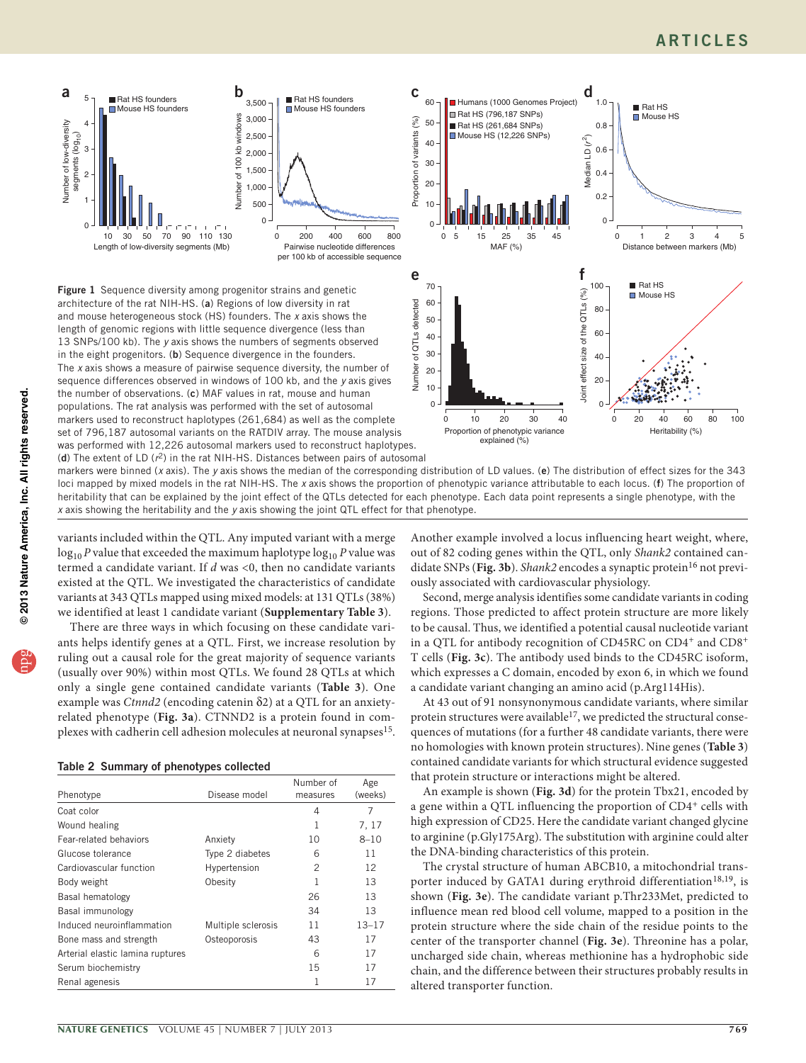Figure 1 Sequence diversity among progenitor strains and genetic architecture of the rat NIH-HS. (**a**) Regions of low diversity in rat and mouse heterogeneous stock (HS) founders. The *x* axis shows the length of genomic regions with little sequence divergence (less than 13 SNPs/100 kb). The *y* axis shows the numbers of segments observed in the eight progenitors. (**b**) Sequence divergence in the founders. The *x* axis shows a measure of pairwise sequence diversity, the number of sequence differences observed in windows of 100 kb, and the *y* axis gives the number of observations. (**c**) MAF values in rat, mouse and human populations. The rat analysis was performed with the set of autosomal markers used to reconstruct haplotypes (261,684) as well as the complete set of 796,187 autosomal variants on the RATDIV array. The mouse analysis was performed with 12,226 autosomal markers used to reconstruct haplotypes. (**d**) The extent of LD ($r^2$) in the rat NIH-HS. Distances between pairs of autosomal markers were binned (*x* axis). The *y* axis shows the median of the corresponding distribution of LD values. (**e**) The distribution of effect sizes for the 343 loci mapped by mixed models in the rat NIH-HS. The *x* axis shows the proportion of phenotypic variance attributable to each locus. (**f**) The proportion of heritability that can be explained by the joint effect of the QTLs detected for each phenotype. Each data point represents a single phenotype, with the *x* axis showing the heritability and the *y* axis showing the joint QTL effect for that phenotype.

variants included within the QTL. Any imputed variant with a merge $\log_{10} P$ value that exceeded the maximum haplotype $\log_{10} P$ value was termed a candidate variant. If $d$ was <0, then no candidate variants existed at the QTL. We investigated the characteristics of candidate variants at 343 QTLs mapped using mixed models: at 131 QTLs (38%) we identified at least 1 candidate variant (**Supplementary Table 3**).

There are three ways in which focusing on these candidate variants helps identify genes at a QTL. First, we increase resolution by ruling out a causal role for the great majority of sequence variants (usually over 90%) within most QTLs. We found 28 QTLs at which only a single gene contained candidate variants (**Table 3**). One example was *Ctnnd2* (encoding catenin δ2) at a QTL for an anxiety-related phenotype (**Fig. 3a**). CTNND2 is a protein found in complexes with cadherin cell adhesion molecules at neuronal synapses[15].

**Table 2 Summary of phenotypes collected**

| Phenotype | Disease model | Number of measures | Age (weeks) |
|---|---|---|---|
| Coat color | | 4 | 7 |
| Wound healing | | 1 | 7, 17 |
| Fear-related behaviors | Anxiety | 10 | 8–10 |
| Glucose tolerance | Type 2 diabetes | 6 | 11 |
| Cardiovascular function | Hypertension | 2 | 12 |
| Body weight | Obesity | 1 | 13 |
| Basal hematology | | 26 | 13 |
| Basal immunology | | 34 | 13 |
| Induced neuroinflammation | Multiple sclerosis | 11 | 13–17 |
| Bone mass and strength | Osteoporosis | 43 | 17 |
| Arterial elastic lamina ruptures | | 6 | 17 |
| Serum biochemistry | | 15 | 17 |
| Renal agenesis | | 1 | 17 |

Another example involved a locus influencing heart weight, where, out of 82 coding genes within the QTL, only *Shank2* contained candidate SNPs (**Fig. 3b**). *Shank2* encodes a synaptic protein[16] not previously associated with cardiovascular physiology.

Second, merge analysis identifies some candidate variants in coding regions. Those predicted to affect protein structure are more likely to be causal. Thus, we identified a potential causal nucleotide variant in a QTL for antibody recognition of CD45RC on $CD4^+$ and $CD8^+$ T cells (**Fig. 3c**). The antibody used binds to the CD45RC isoform, which expresses a C domain, encoded by exon 6, in which we found a candidate variant changing an amino acid (p.Arg114His).

At 43 out of 91 nonsynonymous candidate variants, where similar protein structures were available[17], we predicted the structural consequences of mutations (for a further 48 candidate variants, there were no homologies with known protein structures). Nine genes (**Table 3**) contained candidate variants for which structural evidence suggested that protein structure or interactions might be altered.

An example is shown (**Fig. 3d**) for the protein Tbx21, encoded by a gene within a QTL influencing the proportion of $CD4^+$ cells with high expression of CD25. Here the candidate variant changed glycine to arginine (p.Gly175Arg). The substitution with arginine could alter the DNA-binding characteristics of this protein.

The crystal structure of human ABCB10, a mitochondrial transporter induced by GATA1 during erythroid differentiation[18,19], is shown (**Fig. 3e**). The candidate variant p.Thr233Met, predicted to influence mean red blood cell volume, mapped to a position in the protein structure where the side chain of the residue points to the center of the transporter channel (**Fig. 3e**). Threonine has a polar, uncharged side chain, whereas methionine has a hydrophobic side chain, and the difference between their structures probably results in altered transporter function.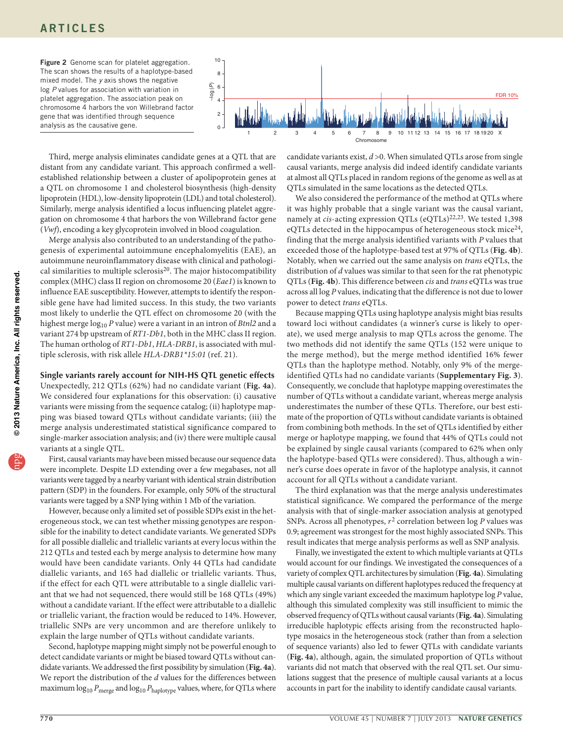**Figure 2** Genome scan for platelet aggregation. The scan shows the results of a haplotype-based mixed model. The *y* axis shows the negative log *P* values for association with variation in platelet aggregation. The association peak on chromosome 4 harbors the von Willebrand factor gene that was identified through sequence analysis as the causative gene.

Third, merge analysis eliminates candidate genes at a QTL that are distant from any candidate variant. This approach confirmed a well-established relationship between a cluster of apolipoprotein genes at a QTL on chromosome 1 and cholesterol biosynthesis (high-density lipoprotein (HDL), low-density lipoprotein (LDL) and total cholesterol). Similarly, merge analysis identified a locus influencing platelet aggregation on chromosome 4 that harbors the von Willebrand factor gene (*Vwf*), encoding a key glycoprotein involved in blood coagulation.

Merge analysis also contributed to an understanding of the pathogenesis of experimental autoimmune encephalomyelitis (EAE), an autoimmune neuroinflammatory disease with clinical and pathological similarities to multiple sclerosis[20]. The major histocompatibility complex (MHC) class II region on chromosome 20 (*Eae1*) is known to influence EAE susceptibility. However, attempts to identify the responsible gene have had limited success. In this study, the two variants most likely to underlie the QTL effect on chromosome 20 (with the highest merge $\log_{10} P$ value) were a variant in an intron of *Btnl2* and a variant 274 bp upstream of *RT1-Db1*, both in the MHC class II region. The human ortholog of *RT1-Db1*, *HLA-DRB1*, is associated with multiple sclerosis, with risk allele *HLA-DRB1\*15:01* (ref. 21).

**Single variants rarely account for NIH-HS QTL genetic effects**

Unexpectedly, 212 QTLs (62%) had no candidate variant (**Fig. 4a**). We considered four explanations for this observation: (i) causative variants were missing from the sequence catalog; (ii) haplotype mapping was biased toward QTLs without candidate variants; (iii) the merge analysis underestimated statistical significance compared to single-marker association analysis; and (iv) there were multiple causal variants at a single QTL.

First, causal variants may have been missed because our sequence data were incomplete. Despite LD extending over a few megabases, not all variants were tagged by a nearby variant with identical strain distribution pattern (SDP) in the founders. For example, only 50% of the structural variants were tagged by a SNP lying within 1 Mb of the variation.

However, because only a limited set of possible SDPs exist in the heterogeneous stock, we can test whether missing genotypes are responsible for the inability to detect candidate variants. We generated SDPs for all possible diallelic and triallelic variants at every locus within the 212 QTLs and tested each by merge analysis to determine how many would have been candidate variants. Only 44 QTLs had candidate diallelic variants, and 165 had diallelic or triallelic variants. Thus, if the effect for each QTL were attributable to a single diallelic variant that we had not sequenced, there would still be 168 QTLs (49%) without a candidate variant. If the effect were attributable to a diallelic or triallelic variant, the fraction would be reduced to 14%. However, triallelic SNPs are very uncommon and are therefore unlikely to explain the large number of QTLs without candidate variants.

Second, haplotype mapping might simply not be powerful enough to detect candidate variants or might be biased toward QTLs without candidate variants. We addressed the first possibility by simulation (**Fig. 4a**). We report the distribution of the *d* values for the differences between maximum $\log_{10} P_{\text{merge}}$ and $\log_{10} P_{\text{haplotype}}$ values, where, for QTLs where candidate variants exist, $d > 0$. When simulated QTLs arose from single causal variants, merge analysis did indeed identify candidate variants at almost all QTLs placed in random regions of the genome as well as at QTLs simulated in the same locations as the detected QTLs.

We also considered the performance of the method at QTLs where it was highly probable that a single variant was the causal variant, namely at *cis*-acting expression QTLs (eQTLs)[22,23]. We tested 1,398 eQTLs detected in the hippocampus of heterogeneous stock mice[24], finding that the merge analysis identified variants with *P* values that exceeded those of the haplotype-based test at 97% of QTLs (**Fig. 4b**). Notably, when we carried out the same analysis on *trans* eQTLs, the distribution of *d* values was similar to that seen for the rat phenotypic QTLs (**Fig. 4b**). This difference between *cis* and *trans* eQTLs was true across all log *P* values, indicating that the difference is not due to lower power to detect *trans* eQTLs.

Because mapping QTLs using haplotype analysis might bias results toward loci without candidates (a winner's curse is likely to operate), we used merge analysis to map QTLs across the genome. The two methods did not identify the same QTLs (152 were unique to the merge method), but the merge method identified 16% fewer QTLs than the haplotype method. Notably, only 9% of the merge-identified QTLs had no candidate variants (**Supplementary Fig. 3**). Consequently, we conclude that haplotype mapping overestimates the number of QTLs without a candidate variant, whereas merge analysis underestimates the number of these QTLs. Therefore, our best estimate of the proportion of QTLs without candidate variants is obtained from combining both methods. In the set of QTLs identified by either merge or haplotype mapping, we found that 44% of QTLs could not be explained by single causal variants (compared to 62% when only the haplotype-based QTLs were considered). Thus, although a winner's curse does operate in favor of the haplotype analysis, it cannot account for all QTLs without a candidate variant.

The third explanation was that the merge analysis underestimates statistical significance. We compared the performance of the merge analysis with that of single-marker association analysis at genotyped SNPs. Across all phenotypes, $r^2$ correlation between log *P* values was 0.9; agreement was strongest for the most highly associated SNPs. This result indicates that merge analysis performs as well as SNP analysis.

Finally, we investigated the extent to which multiple variants at QTLs would account for our findings. We investigated the consequences of a variety of complex QTL architectures by simulation (**Fig. 4a**). Simulating multiple causal variants on different haplotypes reduced the frequency at which any single variant exceeded the maximum haplotype log *P* value, although this simulated complexity was still insufficient to mimic the observed frequency of QTLs without causal variants (**Fig. 4a**). Simulating irreducible haplotypic effects arising from the reconstructed haplotype mosaics in the heterogeneous stock (rather than from a selection of sequence variants) also led to fewer QTLs with candidate variants (**Fig. 4a**), although, again, the simulated proportion of QTLs without variants did not match that observed with the real QTL set. Our simulations suggest that the presence of multiple causal variants at a locus accounts in part for the inability to identify candidate causal variants.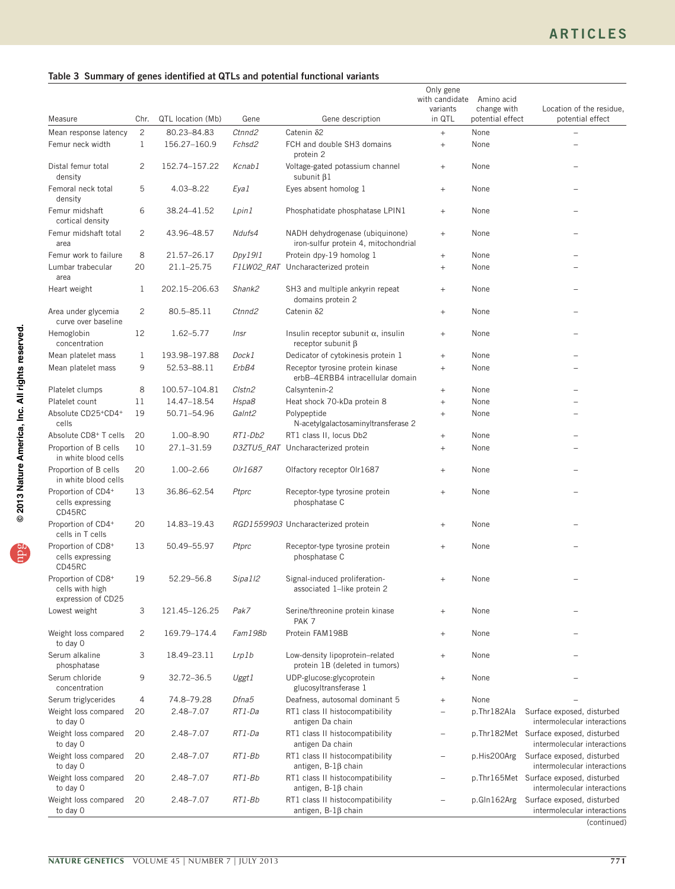**Table 3 Summary of genes identified at QTLs and potential functional variants**

| Measure | Chr. | QTL location (Mb) | Gene | Gene description | Only gene with candidate variants in QTL | Amino acid change with potential effect | Location of the residue, potential effect |
|---|---|---|---|---|---|---|---|
| Mean response latency | 2 | 80.23–84.83 | *Ctnnd2* | Catenin δ2 | + | None | – |
| Femur neck width | 1 | 156.27–160.9 | *Fchsd2* | FCH and double SH3 domains protein 2 | + | None | – |
| Distal femur total density | 2 | 152.74–157.22 | *Kcnab1* | Voltage-gated potassium channel subunit β1 | + | None | – |
| Femoral neck total density | 5 | 4.03–8.22 | *Eya1* | Eyes absent homolog 1 | + | None | – |
| Femur midshaft cortical density | 6 | 38.24–41.52 | *Lpin1* | Phosphatidate phosphatase LPIN1 | + | None | – |
| Femur midshaft total area | 2 | 43.96–48.57 | *Ndufs4* | NADH dehydrogenase (ubiquinone) iron-sulfur protein 4, mitochondrial | + | None | – |
| Femur work to failure | 8 | 21.57–26.17 | *Dpy19l1* | Protein dpy-19 homolog 1 | + | None | – |
| Lumbar trabecular area | 20 | 21.1–25.75 | *F1LW02_RAT* | Uncharacterized protein | + | None | – |
| Heart weight | 1 | 202.15–206.63 | *Shank2* | SH3 and multiple ankyrin repeat domains protein 2 | + | None | – |
| Area under glycemia curve over baseline | 2 | 80.5–85.11 | *Ctnnd2* | Catenin δ2 | + | None | – |
| Hemoglobin concentration | 12 | 1.62–5.77 | *Insr* | Insulin receptor subunit α, insulin receptor subunit β | + | None | – |
| Mean platelet mass | 1 | 193.98–197.88 | *Dock1* | Dedicator of cytokinesis protein 1 | + | None | – |
| Mean platelet mass | 9 | 52.53–88.11 | *ErbB4* | Receptor tyrosine protein kinase erbB–4ERBB4 intracellular domain | + | None | – |
| Platelet clumps | 8 | 100.57–104.81 | *Clstn2* | Calsyntenin-2 | + | None | – |
| Platelet count | 11 | 14.47–18.54 | *Hspa8* | Heat shock 70-kDa protein 8 | + | None | – |
| Absolute $CD25^{+}CD4^{+}$ cells | 19 | 50.71–54.96 | *Galnt2* | Polypeptide N-acetylgalactosaminyltransferase 2 | + | None | – |
| Absolute $CD8^{+}$ T cells | 20 | 1.00–8.90 | *RT1-Db2* | RT1 class II, locus Db2 | + | None | – |
| Proportion of B cells in white blood cells | 10 | 27.1–31.59 | *D3ZTU5_RAT* | Uncharacterized protein | + | None | – |
| Proportion of B cells in white blood cells | 20 | 1.00–2.66 | *Olr1687* | Olfactory receptor Olr1687 | + | None | – |
| Proportion of $CD4^{+}$ cells expressing CD45RC | 13 | 36.86–62.54 | *Ptprc* | Receptor-type tyrosine protein phosphatase C | + | None | – |
| Proportion of $CD4^{+}$ cells in T cells | 20 | 14.83–19.43 | *RGD1559903* | Uncharacterized protein | + | None | – |
| Proportion of $CD8^{+}$ cells expressing CD45RC | 13 | 50.49–55.97 | *Ptprc* | Receptor-type tyrosine protein phosphatase C | + | None | – |
| Proportion of $CD8^{+}$ cells with high expression of CD25 | 19 | 52.29–56.8 | *Sipa1l2* | Signal-induced proliferation-associated 1–like protein 2 | + | None | – |
| Lowest weight | 3 | 121.45–126.25 | *Pak7* | Serine/threonine protein kinase PAK 7 | + | None | – |
| Weight loss compared to day 0 | 2 | 169.79–174.4 | *Fam198b* | Protein FAM198B | + | None | – |
| Serum alkaline phosphatase | 3 | 18.49–23.11 | *Lrp1b* | Low-density lipoprotein–related protein 1B (deleted in tumors) | + | None | – |
| Serum chloride concentration | 9 | 32.72–36.5 | *Uggt1* | UDP-glucose:glycoprotein glucosyltransferase 1 | + | None | – |
| Serum triglycerides | 4 | 74.8–79.28 | *Dfna5* | Deafness, autosomal dominant 5 | + | None | – |
| Weight loss compared to day 0 | 20 | 2.48–7.07 | *RT1-Da* | RT1 class II histocompatibility antigen Da chain | – | p.Thr182Ala | Surface exposed, disturbed intermolecular interactions |
| Weight loss compared to day 0 | 20 | 2.48–7.07 | *RT1-Da* | RT1 class II histocompatibility antigen Da chain | – | p.Thr182Met | Surface exposed, disturbed intermolecular interactions |
| Weight loss compared to day 0 | 20 | 2.48–7.07 | *RT1-Bb* | RT1 class II histocompatibility antigen, B-1β chain | – | p.His200Arg | Surface exposed, disturbed intermolecular interactions |
| Weight loss compared to day 0 | 20 | 2.48–7.07 | *RT1-Bb* | RT1 class II histocompatibility antigen, B-1β chain | – | p.Thr165Met | Surface exposed, disturbed intermolecular interactions |
| Weight loss compared to day 0 | 20 | 2.48–7.07 | *RT1-Bb* | RT1 class II histocompatibility antigen, B-1β chain | – | p.Gln162Arg | Surface exposed, disturbed intermolecular interactions |

(continued)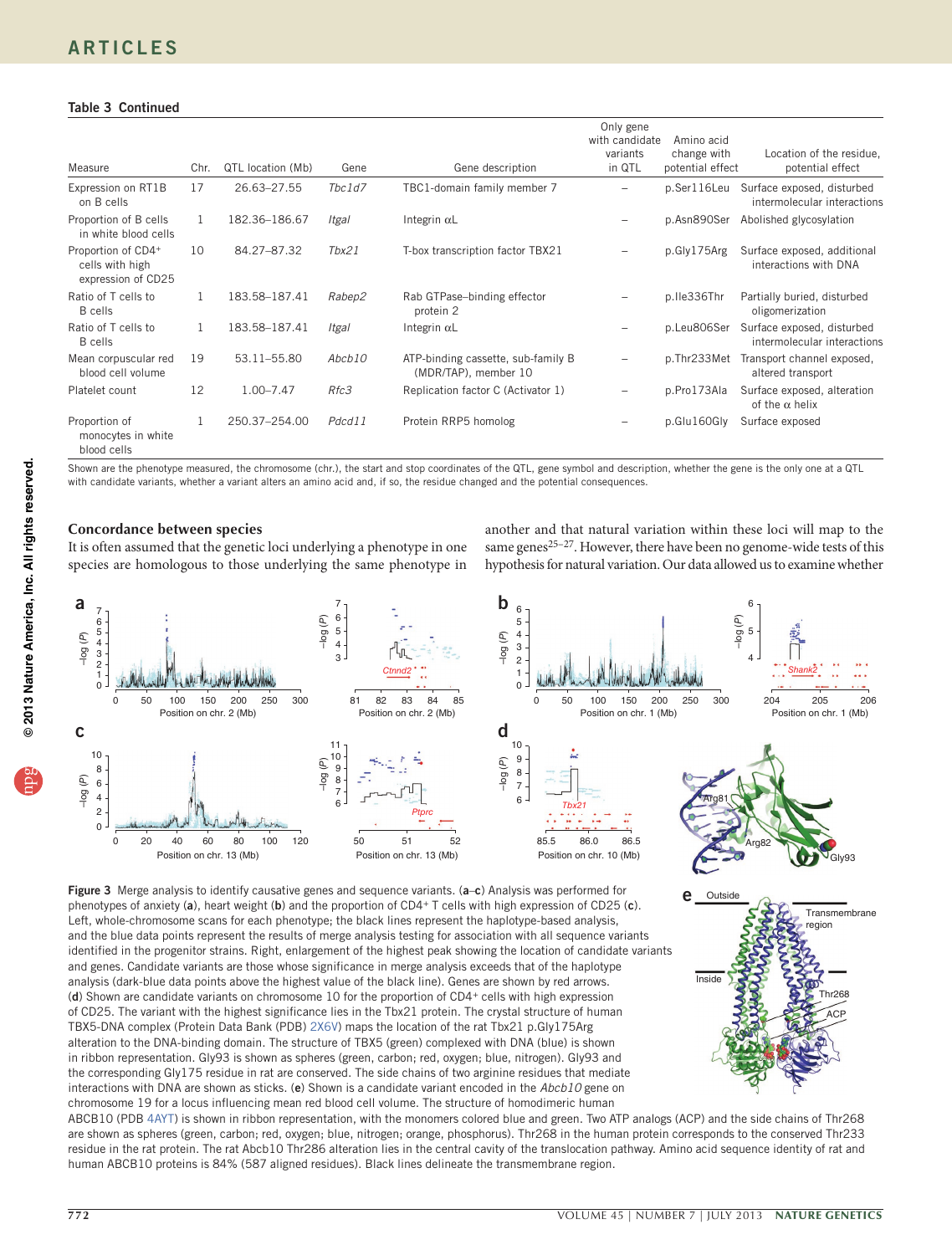**Table 3 Continued**

| Measure | Chr. | QTL location (Mb) | Gene | Gene description | Only gene with candidate variants in QTL | Amino acid change with potential effect | Location of the residue, potential effect |
|---|---|---|---|---|---|---|---|
| Expression on RT1B on B cells | 17 | 26.63–27.55 | *Tbc1d7* | TBC1-domain family member 7 | – | p.Ser116Leu | Surface exposed, disturbed intermolecular interactions |
| Proportion of B cells in white blood cells | 1 | 182.36–186.67 | *Itgal* | Integrin αL | – | p.Asn890Ser | Abolished glycosylation |
| Proportion of CD4+ cells with high expression of CD25 | 10 | 84.27–87.32 | *Tbx21* | T-box transcription factor TBX21 | – | p.Gly175Arg | Surface exposed, additional interactions with DNA |
| Ratio of T cells to B cells | 1 | 183.58–187.41 | *Rabep2* | Rab GTPase–binding effector protein 2 | – | p.Ile336Thr | Partially buried, disturbed oligomerization |
| Ratio of T cells to B cells | 1 | 183.58–187.41 | *Itgal* | Integrin αL | – | p.Leu806Ser | Surface exposed, disturbed intermolecular interactions |
| Mean corpuscular red blood cell volume | 19 | 53.11–55.80 | *Abcb10* | ATP-binding cassette, sub-family B (MDR/TAP), member 10 | – | p.Thr233Met | Transport channel exposed, altered transport |
| Platelet count | 12 | 1.00–7.47 | *Rfc3* | Replication factor C (Activator 1) | – | p.Pro173Ala | Surface exposed, alteration of the α helix |
| Proportion of monocytes in white blood cells | 1 | 250.37–254.00 | *Pdcd11* | Protein RRP5 homolog | – | p.Glu160Gly | Surface exposed |

Shown are the phenotype measured, the chromosome (chr.), the start and stop coordinates of the QTL, gene symbol and description, whether the gene is the only one at a QTL with candidate variants, whether a variant alters an amino acid and, if so, the residue changed and the potential consequences.

## Concordance between species

It is often assumed that the genetic loci underlying a phenotype in one species are homologous to those underlying the same phenotype in another and that natural variation within these loci will map to the same genes[25–27]. However, there have been no genome-wide tests of this hypothesis for natural variation. Our data allowed us to examine whether

**Figure 3** Merge analysis to identify causative genes and sequence variants. (**a**–**c**) Analysis was performed for phenotypes of anxiety (**a**), heart weight (**b**) and the proportion of CD4+ T cells with high expression of CD25 (**c**). Left, whole-chromosome scans for each phenotype; the black lines represent the haplotype-based analysis, and the blue data points represent the results of merge analysis testing for association with all sequence variants identified in the progenitor strains. Right, enlargement of the highest peak showing the location of candidate variants and genes. Candidate variants are those whose significance in merge analysis exceeds that of the haplotype analysis (dark-blue data points above the highest value of the black line). Genes are shown by red arrows. (**d**) Shown are candidate variants on chromosome 10 for the proportion of CD4+ cells with high expression of CD25. The variant with the highest significance lies in the Tbx21 protein. The crystal structure of human TBX5-DNA complex (Protein Data Bank (PDB) 2X6V) maps the location of the rat Tbx21 p.Gly175Arg alteration to the DNA-binding domain. The structure of TBX5 (green) complexed with DNA (blue) is shown in ribbon representation. Gly93 is shown as spheres (green, carbon; red, oxygen; blue, nitrogen). Gly93 and the corresponding Gly175 residue in rat are conserved. The side chains of two arginine residues that mediate interactions with DNA are shown as sticks. (**e**) Shown is a candidate variant encoded in the *Abcb10* gene on chromosome 19 for a locus influencing mean red blood cell volume. The structure of homodimeric human ABCB10 (PDB 4AYT) is shown in ribbon representation, with the monomers colored blue and green. Two ATP analogs (ACP) and the side chains of Thr268 are shown as spheres (green, carbon; red, oxygen; blue, nitrogen; orange, phosphorus). Thr268 in the human protein corresponds to the conserved Thr233 residue in the rat protein. The rat Abcb10 Thr286 alteration lies in the central cavity of the translocation pathway. Amino acid sequence identity of rat and human ABCB10 proteins is 84% (587 aligned residues). Black lines delineate the transmembrane region.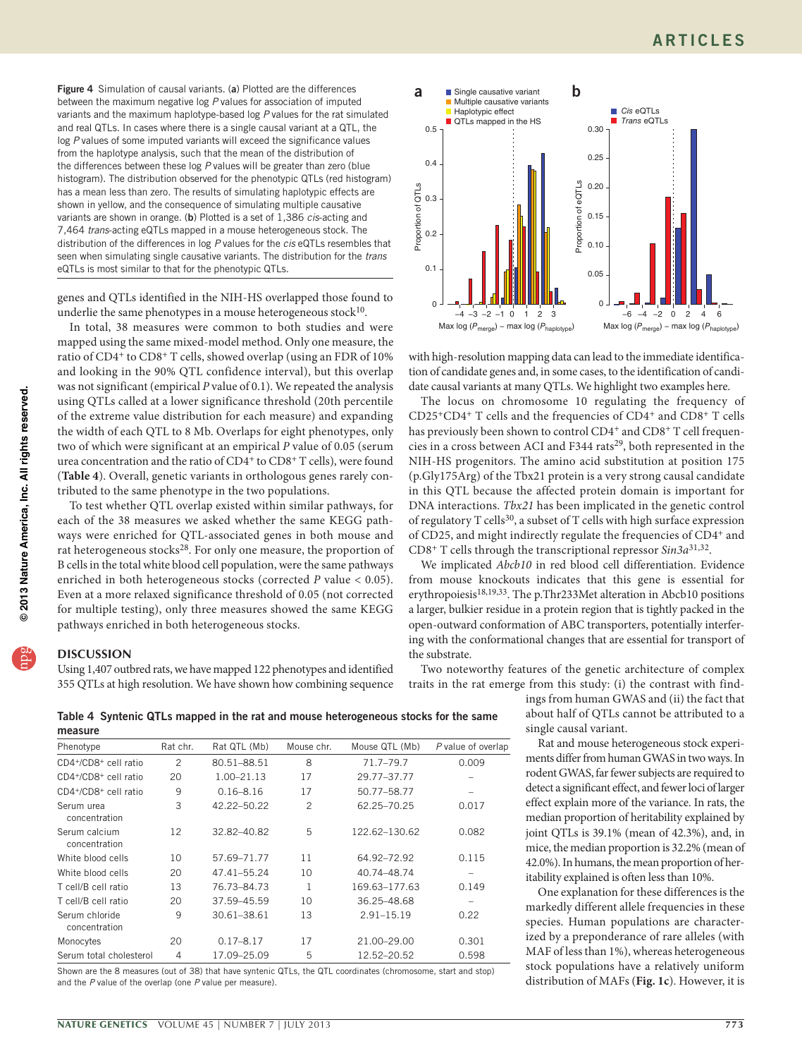**Figure 4** Simulation of causal variants. (**a**) Plotted are the differences between the maximum negative log *P* values for association of imputed variants and the maximum haplotype-based log *P* values for the rat simulated and real QTLs. In cases where there is a single causal variant at a QTL, the log *P* values of some imputed variants will exceed the significance values from the haplotype analysis, such that the mean of the distribution of the differences between these log *P* values will be greater than zero (blue histogram). The distribution observed for the phenotypic QTLs (red histogram) has a mean less than zero. The results of simulating haplotypic effects are shown in yellow, and the consequence of simulating multiple causative variants are shown in orange. (**b**) Plotted is a set of 1,386 *cis*-acting and 7,464 *trans*-acting eQTLs mapped in a mouse heterogeneous stock. The distribution of the differences in log *P* values for the *cis* eQTLs resembles that seen when simulating single causative variants. The distribution for the *trans* eQTLs is most similar to that for the phenotypic QTLs.

genes and QTLs identified in the NIH-HS overlapped those found to underlie the same phenotypes in a mouse heterogeneous stock[10].

In total, 38 measures were common to both studies and were mapped using the same mixed-model method. Only one measure, the ratio of CD4+ to CD8+ T cells, showed overlap (using an FDR of 10% and looking in the 90% QTL confidence interval), but this overlap was not significant (empirical *P* value of 0.1). We repeated the analysis using QTLs called at a lower significance threshold (20th percentile of the extreme value distribution for each measure) and expanding the width of each QTL to 8 Mb. Overlaps for eight phenotypes, only two of which were significant at an empirical *P* value of 0.05 (serum urea concentration and the ratio of CD4+ to CD8+ T cells), were found (**Table 4**). Overall, genetic variants in orthologous genes rarely contributed to the same phenotype in the two populations.

To test whether QTL overlap existed within similar pathways, for each of the 38 measures we asked whether the same KEGG pathways were enriched for QTL-associated genes in both mouse and rat heterogeneous stocks[28]. For only one measure, the proportion of B cells in the total white blood cell population, were the same pathways enriched in both heterogeneous stocks (corrected *P* value < 0.05). Even at a more relaxed significance threshold of 0.05 (not corrected for multiple testing), only three measures showed the same KEGG pathways enriched in both heterogeneous stocks.

## DISCUSSION

Using 1,407 outbred rats, we have mapped 122 phenotypes and identified 355 QTLs at high resolution. We have shown how combining sequence with high-resolution mapping data can lead to the immediate identification of candidate genes and, in some cases, to the identification of candidate causal variants at many QTLs. We highlight two examples here.

The locus on chromosome 10 regulating the frequency of CD25+CD4+ T cells and the frequencies of CD4+ and CD8+ T cells has previously been shown to control CD4+ and CD8+ T cell frequencies in a cross between ACI and F344 rats[29], both represented in the NIH-HS progenitors. The amino acid substitution at position 175 (p.Gly175Arg) of the Tbx21 protein is a very strong causal candidate in this QTL because the affected protein domain is important for DNA interactions. *Tbx21* has been implicated in the genetic control of regulatory T cells[30], a subset of T cells with high surface expression of CD25, and might indirectly regulate the frequencies of CD4+ and CD8+ T cells through the transcriptional repressor *Sin3a*[31,32].

We implicated *Abcb10* in red blood cell differentiation. Evidence from mouse knockouts indicates that this gene is essential for erythropoiesis[18,19,33]. The p.Thr233Met alteration in Abcb10 positions a larger, bulkier residue in a protein region that is tightly packed in the open-outward conformation of ABC transporters, potentially interfering with the conformational changes that are essential for transport of the substrate.

Two noteworthy features of the genetic architecture of complex traits in the rat emerge from this study: (i) the contrast with findings from human GWAS and (ii) the fact that about half of QTLs cannot be attributed to a single causal variant.

Rat and mouse heterogeneous stock experiments differ from human GWAS in two ways. In rodent GWAS, far fewer subjects are required to detect a significant effect, and fewer loci of larger effect explain more of the variance. In rats, the median proportion of heritability explained by joint QTLs is 39.1% (mean of 42.3%), and, in mice, the median proportion is 32.2% (mean of 42.0%). In humans, the mean proportion of heritability explained is often less than 10%.

One explanation for these differences is the markedly different allele frequencies in these species. Human populations are characterized by a preponderance of rare alleles (with MAF of less than 1%), whereas heterogeneous stock populations have a relatively uniform distribution of MAFs (**Fig. 1c**). However, it is

**Table 4** Syntenic QTLs mapped in the rat and mouse heterogeneous stocks for the same measure

| Phenotype | Rat chr. | Rat QTL (Mb) | Mouse chr. | Mouse QTL (Mb) | *P* value of overlap |
|---|---|---|---|---|---|
| CD4+/CD8+ cell ratio | 2 | 80.51–88.51 | 8 | 71.7–79.7 | 0.009 |
| CD4+/CD8+ cell ratio | 20 | 1.00–21.13 | 17 | 29.77–37.77 | – |
| CD4+/CD8+ cell ratio | 9 | 0.16–8.16 | 17 | 50.77–58.77 | – |
| Serum urea concentration | 3 | 42.22–50.22 | 2 | 62.25–70.25 | 0.017 |
| Serum calcium concentration | 12 | 32.82–40.82 | 5 | 122.62–130.62 | 0.082 |
| White blood cells | 10 | 57.69–71.77 | 11 | 64.92–72.92 | 0.115 |
| White blood cells | 20 | 47.41–55.24 | 10 | 40.74–48.74 | – |
| T cell/B cell ratio | 13 | 76.73–84.73 | 1 | 169.63–177.63 | 0.149 |
| T cell/B cell ratio | 20 | 37.59–45.59 | 10 | 36.25–48.68 | – |
| Serum chloride concentration | 9 | 30.61–38.61 | 13 | 2.91–15.19 | 0.22 |
| Monocytes | 20 | 0.17–8.17 | 17 | 21.00–29.00 | 0.301 |
| Serum total cholesterol | 4 | 17.09–25.09 | 5 | 12.52–20.52 | 0.598 |

Shown are the 8 measures (out of 38) that have syntenic QTLs, the QTL coordinates (chromosome, start and stop) and the *P* value of the overlap (one *P* value per measure).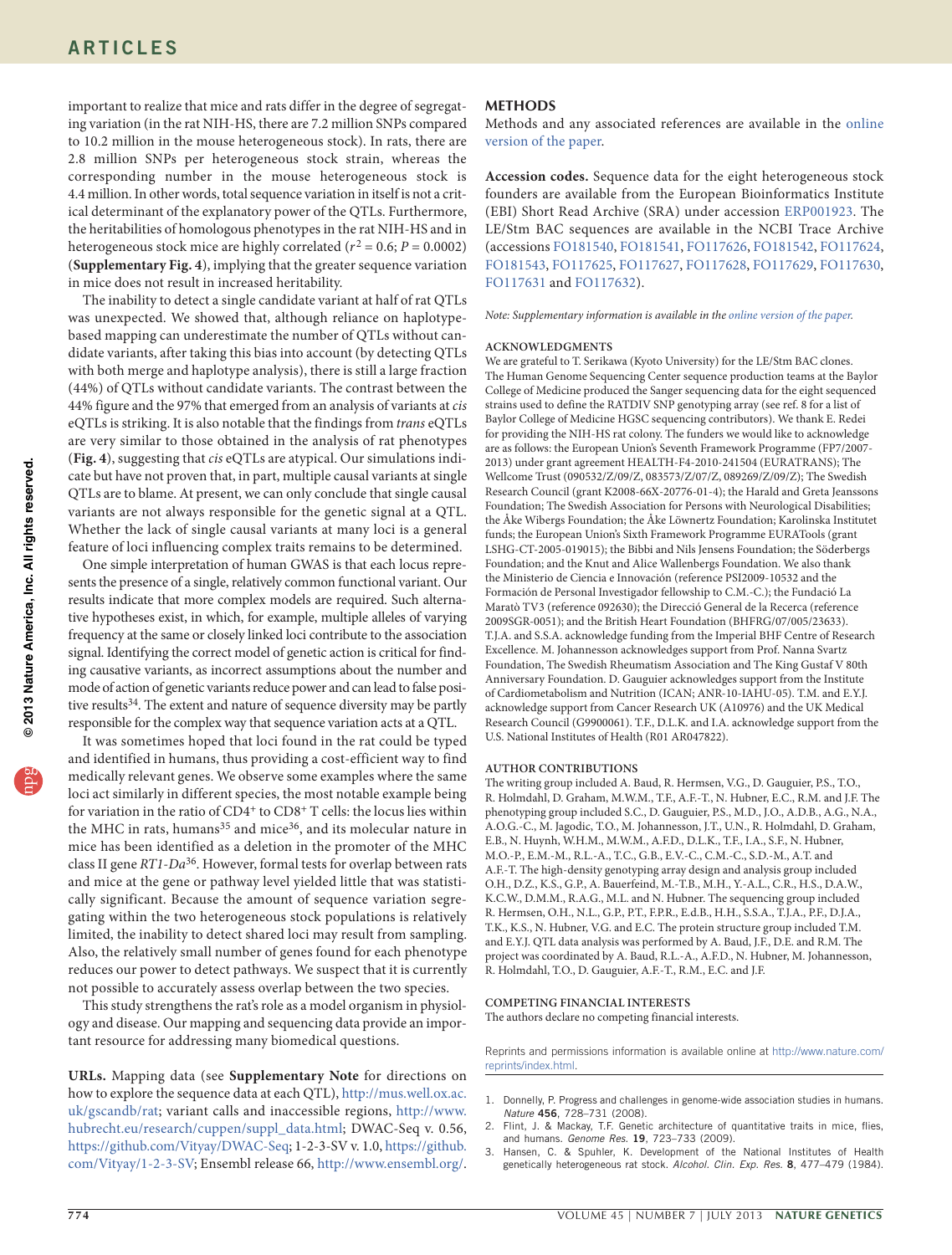important to realize that mice and rats differ in the degree of segregating variation (in the rat NIH-HS, there are 7.2 million SNPs compared to 10.2 million in the mouse heterogeneous stock). In rats, there are 2.8 million SNPs per heterogeneous stock strain, whereas the corresponding number in the mouse heterogeneous stock is 4.4 million. In other words, total sequence variation in itself is not a critical determinant of the explanatory power of the QTLs. Furthermore, the heritabilities of homologous phenotypes in the rat NIH-HS and in heterogeneous stock mice are highly correlated ($r^2 = 0.6$; $P = 0.0002$) (**Supplementary Fig. 4**), implying that the greater sequence variation in mice does not result in increased heritability.

The inability to detect a single candidate variant at half of rat QTLs was unexpected. We showed that, although reliance on haplotype-based mapping can underestimate the number of QTLs without candidate variants, after taking this bias into account (by detecting QTLs with both merge and haplotype analysis), there is still a large fraction (44%) of QTLs without candidate variants. The contrast between the 44% figure and the 97% that emerged from an analysis of variants at *cis* eQTLs is striking. It is also notable that the findings from *trans* eQTLs are very similar to those obtained in the analysis of rat phenotypes (**Fig. 4**), suggesting that *cis* eQTLs are atypical. Our simulations indicate but have not proven that, in part, multiple causal variants at single QTLs are to blame. At present, we can only conclude that single causal variants are not always responsible for the genetic signal at a QTL. Whether the lack of single causal variants at many loci is a general feature of loci influencing complex traits remains to be determined.

One simple interpretation of human GWAS is that each locus represents the presence of a single, relatively common functional variant. Our results indicate that more complex models are required. Such alternative hypotheses exist, in which, for example, multiple alleles of varying frequency at the same or closely linked loci contribute to the association signal. Identifying the correct model of genetic action is critical for finding causative variants, as incorrect assumptions about the number and mode of action of genetic variants reduce power and can lead to false positive results[34]. The extent and nature of sequence diversity may be partly responsible for the complex way that sequence variation acts at a QTL.

It was sometimes hoped that loci found in the rat could be typed and identified in humans, thus providing a cost-efficient way to find medically relevant genes. We observe some examples where the same loci act similarly in different species, the most notable example being for variation in the ratio of CD4+ to CD8+ T cells: the locus lies within the MHC in rats, humans[35] and mice[36], and its molecular nature in mice has been identified as a deletion in the promoter of the MHC class II gene *RT1-Da*[36]. However, formal tests for overlap between rats and mice at the gene or pathway level yielded little that was statistically significant. Because the amount of sequence variation segregating within the two heterogeneous stock populations is relatively limited, the inability to detect shared loci may result from sampling. Also, the relatively small number of genes found for each phenotype reduces our power to detect pathways. We suspect that it is currently not possible to accurately assess overlap between the two species.

This study strengthens the rat's role as a model organism in physiology and disease. Our mapping and sequencing data provide an important resource for addressing many biomedical questions.

**URLs.** Mapping data (see **Supplementary Note** for directions on how to explore the sequence data at each QTL), http://mus.well.ox.ac.uk/gscandb/rat; variant calls and inaccessible regions, http://www.hubrecht.eu/research/cuppen/suppl_data.html; DWAC-Seq v. 0.56, https://github.com/Vityay/DWAC-Seq; 1-2-3-SV v. 1.0, https://github.com/Vityay/1-2-3-SV; Ensembl release 66, http://www.ensembl.org/.

## METHODS

Methods and any associated references are available in the online version of the paper.

**Accession codes.** Sequence data for the eight heterogeneous stock founders are available from the European Bioinformatics Institute (EBI) Short Read Archive (SRA) under accession ERP001923. The LE/Stm BAC sequences are available in the NCBI Trace Archive (accessions FO181540, FO181541, FO117626, FO181542, FO117624, FO181543, FO117625, FO117627, FO117628, FO117629, FO117630, FO117631 and FO117632).

*Note: Supplementary information is available in the online version of the paper.*

### ACKNOWLEDGMENTS

We are grateful to T. Serikawa (Kyoto University) for the LE/Stm BAC clones. The Human Genome Sequencing Center sequence production teams at the Baylor College of Medicine produced the Sanger sequencing data for the eight sequenced strains used to define the RATDIV SNP genotyping array (see ref. 8 for a list of Baylor College of Medicine HGSC sequencing contributors). We thank E. Redei for providing the NIH-HS rat colony. The funders we would like to acknowledge are as follows: the European Union's Seventh Framework Programme (FP7/2007-2013) under grant agreement HEALTH-F4-2010-241504 (EURATRANS); The Wellcome Trust (090532/Z/09/Z, 083573/Z/07/Z, 089269/Z/09/Z); The Swedish Research Council (grant K2008-66X-20776-01-4); the Harald and Greta Jeanssons Foundation; The Swedish Association for Persons with Neurological Disabilities; the Åke Wibergs Foundation; the Åke Löwnertz Foundation; Karolinska Institutet funds; the European Union's Sixth Framework Programme EURATools (grant LSHG-CT-2005-019015); the Bibbi and Nils Jensens Foundation; the Söderbergs Foundation; and the Knut and Alice Wallenbergs Foundation. We also thank the Ministerio de Ciencia e Innovación (reference PSI2009-10532 and the Formación de Personal Investigador fellowship to C.M.-C.); the Fundació La Marató TV3 (reference 092630); the Direcció General de la Recerca (reference 2009SGR-0051); and the British Heart Foundation (BHFRG/07/005/23633). T.J.A. and S.S.A. acknowledge funding from the Imperial BHF Centre of Research Excellence. M. Johannesson acknowledges support from Prof. Nanna Svartz Foundation, The Swedish Rheumatism Association and The King Gustaf V 80th Anniversary Foundation. D. Gauguier acknowledges support from the Institute of Cardiometabolism and Nutrition (ICAN; ANR-10-IAHU-05). T.M. and E.Y.J. acknowledge support from Cancer Research UK (A10976) and the UK Medical Research Council (G9900061). T.F., D.L.K. and I.A. acknowledge support from the U.S. National Institutes of Health (R01 AR047822).

### AUTHOR CONTRIBUTIONS

The writing group included A. Baud, R. Hermsen, V.G., D. Gauguier, P.S., T.O., R. Holmdahl, D. Graham, M.W.M., T.F., A.F.-T., N. Hubner, E.C., R.M. and J.F. The phenotyping group included S.C., D. Gauguier, P.S., M.D., J.O., A.D.B., A.G., N.A., A.O.G.-C., M. Jagodic, T.O., M. Johannesson, J.T., U.N., R. Holmdahl, D. Graham, E.B., N. Huynh, W.H.M., M.W.M., A.F.D., D.L.K., T.F., I.A., S.F., N. Hubner, M.O.-P., E.M.-M., R.L.-A., T.C., G.B., E.V.-C., C.M.-C., S.D.-M., A.T. and A.F.-T. The high-density genotyping array design and analysis group included O.H., D.Z., K.S., G.P., A. Bauerfeind, M.-T.B., M.H., Y.-A.L., C.R., H.S., D.A.W., K.C.W., D.M.M., R.A.G., M.L. and N. Hubner. The sequencing group included R. Hermsen, O.H., N.L., G.P., P.T., F.P.R., E.d.B., H.H., S.S.A., T.J.A., P.F., D.J.A., T.K., K.S., N. Hubner, V.G. and E.C. The protein structure group included T.M. and E.Y.J. QTL data analysis was performed by A. Baud, J.F., D.E. and R.M. The project was coordinated by A. Baud, R.L.-A., A.F.D., N. Hubner, M. Johannesson, R. Holmdahl, T.O., D. Gauguier, A.F.-T., R.M., E.C. and J.F.

### COMPETING FINANCIAL INTERESTS

The authors declare no competing financial interests.

Reprints and permissions information is available online at http://www.nature.com/reprints/index.html.

1. Donnelly, P. Progress and challenges in genome-wide association studies in humans. *Nature* **456**, 728–731 (2008).
2. Flint, J. & Mackay, T.F. Genetic architecture of quantitative traits in mice, flies, and humans. *Genome Res.* **19**, 723–733 (2009).
3. Hansen, C. & Spuhler, K. Development of the National Institutes of Health genetically heterogeneous rat stock. *Alcohol. Clin. Exp. Res.* **8**, 477–479 (1984).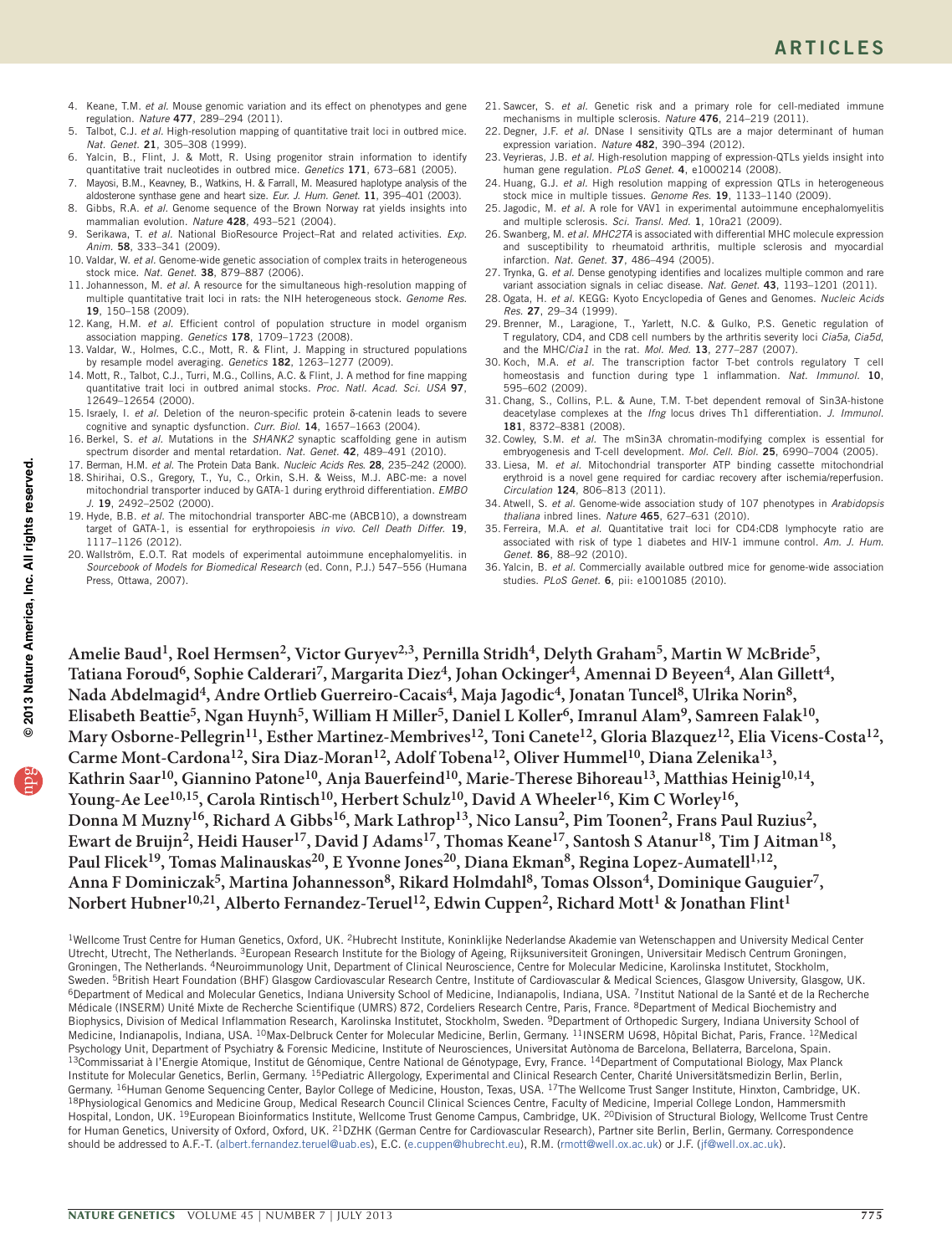4. Keane, T.M. *et al.* Mouse genomic variation and its effect on phenotypes and gene regulation. *Nature* **477**, 289–294 (2011).
5. Talbot, C.J. *et al.* High-resolution mapping of quantitative trait loci in outbred mice. *Nat. Genet.* **21**, 305–308 (1999).
6. Yalcin, B., Flint, J. & Mott, R. Using progenitor strain information to identify quantitative trait nucleotides in outbred mice. *Genetics* **171**, 673–681 (2005).
7. Mayosi, B.M., Keavney, B., Watkins, H. & Farrall, M. Measured haplotype analysis of the aldosterone synthase gene and heart size. *Eur. J. Hum. Genet.* **11**, 395–401 (2003).
8. Gibbs, R.A. *et al.* Genome sequence of the Brown Norway rat yields insights into mammalian evolution. *Nature* **428**, 493–521 (2004).
9. Serikawa, T. *et al.* National BioResource Project–Rat and related activities. *Exp. Anim.* **58**, 333–341 (2009).
10. Valdar, W. *et al.* Genome-wide genetic association of complex traits in heterogeneous stock mice. *Nat. Genet.* **38**, 879–887 (2006).
11. Johannesson, M. *et al.* A resource for the simultaneous high-resolution mapping of multiple quantitative trait loci in rats: the NIH heterogeneous stock. *Genome Res.* **19**, 150–158 (2009).
12. Kang, H.M. *et al.* Efficient control of population structure in model organism association mapping. *Genetics* **178**, 1709–1723 (2008).
13. Valdar, W., Holmes, C.C., Mott, R. & Flint, J. Mapping in structured populations by resample model averaging. *Genetics* **182**, 1263–1277 (2009).
14. Mott, R., Talbot, C.J., Turri, M.G., Collins, A.C. & Flint, J. A method for fine mapping quantitative trait loci in outbred animal stocks. *Proc. Natl. Acad. Sci. USA* **97**, 12649–12654 (2000).
15. Israely, I. *et al.* Deletion of the neuron-specific protein δ-catenin leads to severe cognitive and synaptic dysfunction. *Curr. Biol.* **14**, 1657–1663 (2004).
16. Berkel, S. *et al.* Mutations in the *SHANK2* synaptic scaffolding gene in autism spectrum disorder and mental retardation. *Nat. Genet.* **42**, 489–491 (2010).
17. Berman, H.M. *et al.* The Protein Data Bank. *Nucleic Acids Res.* **28**, 235–242 (2000).
18. Shirihai, O.S., Gregory, T., Yu, C., Orkin, S.H. & Weiss, M.J. ABC-me: a novel mitochondrial transporter induced by GATA-1 during erythroid differentiation. *EMBO J.* **19**, 2492–2502 (2000).
19. Hyde, B.B. *et al.* The mitochondrial transporter ABC-me (ABCB10), a downstream target of GATA-1, is essential for erythropoiesis *in vivo*. *Cell Death Differ.* **19**, 1117–1126 (2012).
20. Wallström, E.O.T. Rat models of experimental autoimmune encephalomyelitis. in *Sourcebook of Models for Biomedical Research* (ed. Conn, P.J.) 547–556 (Humana Press, Ottawa, 2007).
21. Sawcer, S. *et al.* Genetic risk and a primary role for cell-mediated immune mechanisms in multiple sclerosis. *Nature* **476**, 214–219 (2011).
22. Degner, J.F. *et al.* DNase I sensitivity QTLs are a major determinant of human expression variation. *Nature* **482**, 390–394 (2012).
23. Veyrieras, J.B. *et al.* High-resolution mapping of expression-QTLs yields insight into human gene regulation. *PLoS Genet.* **4**, e1000214 (2008).
24. Huang, G.J. *et al.* High resolution mapping of expression QTLs in heterogeneous stock mice in multiple tissues. *Genome Res.* **19**, 1133–1140 (2009).
25. Jagodic, M. *et al.* A role for VAV1 in experimental autoimmune encephalomyelitis and multiple sclerosis. *Sci. Transl. Med.* **1**, 10ra21 (2009).
26. Swanberg, M. *et al.* *MHC2TA* is associated with differential MHC molecule expression and susceptibility to rheumatoid arthritis, multiple sclerosis and myocardial infarction. *Nat. Genet.* **37**, 486–494 (2005).
27. Trynka, G. *et al.* Dense genotyping identifies and localizes multiple common and rare variant association signals in celiac disease. *Nat. Genet.* **43**, 1193–1201 (2011).
28. Ogata, H. *et al.* KEGG: Kyoto Encyclopedia of Genes and Genomes. *Nucleic Acids Res.* **27**, 29–34 (1999).
29. Brenner, M., Laragione, T., Yarlett, N.C. & Gulko, P.S. Genetic regulation of T regulatory, CD4, and CD8 cell numbers by the arthritis severity loci *Cia5a*, *Cia5d*, and the MHC/*Cia1* in the rat. *Mol. Med.* **13**, 277–287 (2007).
30. Koch, M.A. *et al.* The transcription factor T-bet controls regulatory T cell homeostasis and function during type 1 inflammation. *Nat. Immunol.* **10**, 595–602 (2009).
31. Chang, S., Collins, P.L. & Aune, T.M. T-bet dependent removal of Sin3A-histone deacetylase complexes at the *Ifng* locus drives Th1 differentiation. *J. Immunol.* **181**, 8372–8381 (2008).
32. Cowley, S.M. *et al.* The mSin3A chromatin-modifying complex is essential for embryogenesis and T-cell development. *Mol. Cell. Biol.* **25**, 6990–7004 (2005).
33. Liesa, M. *et al.* Mitochondrial transporter ATP binding cassette mitochondrial erythroid is a novel gene required for cardiac recovery after ischemia/reperfusion. *Circulation* **124**, 806–813 (2011).
34. Atwell, S. *et al.* Genome-wide association study of 107 phenotypes in *Arabidopsis thaliana* inbred lines. *Nature* **465**, 627–631 (2010).
35. Ferreira, M.A. *et al.* Quantitative trait loci for CD4:CD8 lymphocyte ratio are associated with risk of type 1 diabetes and HIV-1 immune control. *Am. J. Hum. Genet.* **86**, 88–92 (2010).
36. Yalcin, B. *et al.* Commercially available outbred mice for genome-wide association studies. *PLoS Genet.* **6**, pii: e1001085 (2010).

**Amelie Baud[1], Roel Hermsen[2], Victor Guryev[2,3], Pernilla Stridh[4], Delyth Graham[5], Martin W McBride[5], Tatiana Foroud[6], Sophie Calderari[7], Margarita Diez[4], Johan Ockinger[4], Amennai D Beyeen[4], Alan Gillett[4], Nada Abdelmagid[4], Andre Ortlieb Guerreiro-Cacais[4], Maja Jagodic[4], Jonatan Tuncel[8], Ulrika Norin[8], Elisabeth Beattie[5], Ngan Huynh[5], William H Miller[5], Daniel L Koller[6], Imranul Alam[9], Samreen Falak[10], Mary Osborne-Pellegrin[11], Esther Martinez-Membrives[12], Toni Canete[12], Gloria Blazquez[12], Elia Vicens-Costa[12], Carme Mont-Cardona[12], Sira Diaz-Moran[12], Adolf Tobena[12], Oliver Hummel[10], Diana Zelenika[13], Kathrin Saar[10], Giannino Patone[10], Anja Bauerfeind[10], Marie-Therese Bihoreau[13], Matthias Heinig[10,14], Young-Ae Lee[10,15], Carola Rintisch[10], Herbert Schulz[10], David A Wheeler[16], Kim C Worley[16], Donna M Muzny[16], Richard A Gibbs[16], Mark Lathrop[13], Nico Lansu[2], Pim Toonen[2], Frans Paul Ruzius[2], Ewart de Bruijn[2], Heidi Hauser[17], David J Adams[17], Thomas Keane[17], Santosh S Atanur[18], Tim J Aitman[18], Paul Flicek[19], Tomas Malinauskas[20], E Yvonne Jones[20], Diana Ekman[8], Regina Lopez-Aumatell[1,12], Anna F Dominiczak[5], Martina Johannesson[8], Rikard Holmdahl[8], Tomas Olsson[4], Dominique Gauguier[7], Norbert Hubner[10,21], Alberto Fernandez-Teruel[12], Edwin Cuppen[2], Richard Mott[1] & Jonathan Flint[1]**

[1]Wellcome Trust Centre for Human Genetics, Oxford, UK. [2]Hubrecht Institute, Koninklijke Nederlandse Akademie van Wetenschappen and University Medical Center Utrecht, Utrecht, The Netherlands. [3]European Research Institute for the Biology of Ageing, Rijksuniversiteit Groningen, Universitair Medisch Centrum Groningen, Groningen, The Netherlands. [4]Neuroimmunology Unit, Department of Clinical Neuroscience, Centre for Molecular Medicine, Karolinska Institutet, Stockholm, Sweden. [5]British Heart Foundation (BHF) Glasgow Cardiovascular Research Centre, Institute of Cardiovascular & Medical Sciences, Glasgow University, Glasgow, UK. [6]Department of Medical and Molecular Genetics, Indiana University School of Medicine, Indianapolis, Indiana, USA. [7]Institut National de la Santé et de la Recherche Médicale (INSERM) Unité Mixte de Recherche Scientifique (UMRS) 872, Cordeliers Research Centre, Paris, France. [8]Department of Medical Biochemistry and Biophysics, Division of Medical Inflammation Research, Karolinska Institutet, Stockholm, Sweden. [9]Department of Orthopedic Surgery, Indiana University School of Medicine, Indianapolis, Indiana, USA. [10]Max-Delbruck Center for Molecular Medicine, Berlin, Germany. [11]INSERM U698, Hôpital Bichat, Paris, France. [12]Medical Psychology Unit, Department of Psychiatry & Forensic Medicine, Institute of Neurosciences, Universitat Autònoma de Barcelona, Bellaterra, Barcelona, Spain. [13]Commissariat à l'Energie Atomique, Institut de Génomique, Centre National de Génotypage, Evry, France. [14]Department of Computational Biology, Max Planck Institute for Molecular Genetics, Berlin, Germany. [15]Pediatric Allergology, Experimental and Clinical Research Center, Charité Universitätsmedizin Berlin, Berlin, Germany. [16]Human Genome Sequencing Center, Baylor College of Medicine, Houston, Texas, USA. [17]The Wellcome Trust Sanger Institute, Hinxton, Cambridge, UK. [18]Physiological Genomics and Medicine Group, Medical Research Council Clinical Sciences Centre, Faculty of Medicine, Imperial College London, Hammersmith Hospital, London, UK. [19]European Bioinformatics Institute, Wellcome Trust Genome Campus, Cambridge, UK. [20]Division of Structural Biology, Wellcome Trust Centre for Human Genetics, University of Oxford, Oxford, UK. [21]DZHK (German Centre for Cardiovascular Research), Partner site Berlin, Berlin, Germany. Correspondence should be addressed to A.F.-T. (albert.fernandez.teruel@uab.es), E.C. (e.cuppen@hubrecht.eu), R.M. (rmott@well.ox.ac.uk) or J.F. (jf@well.ox.ac.uk).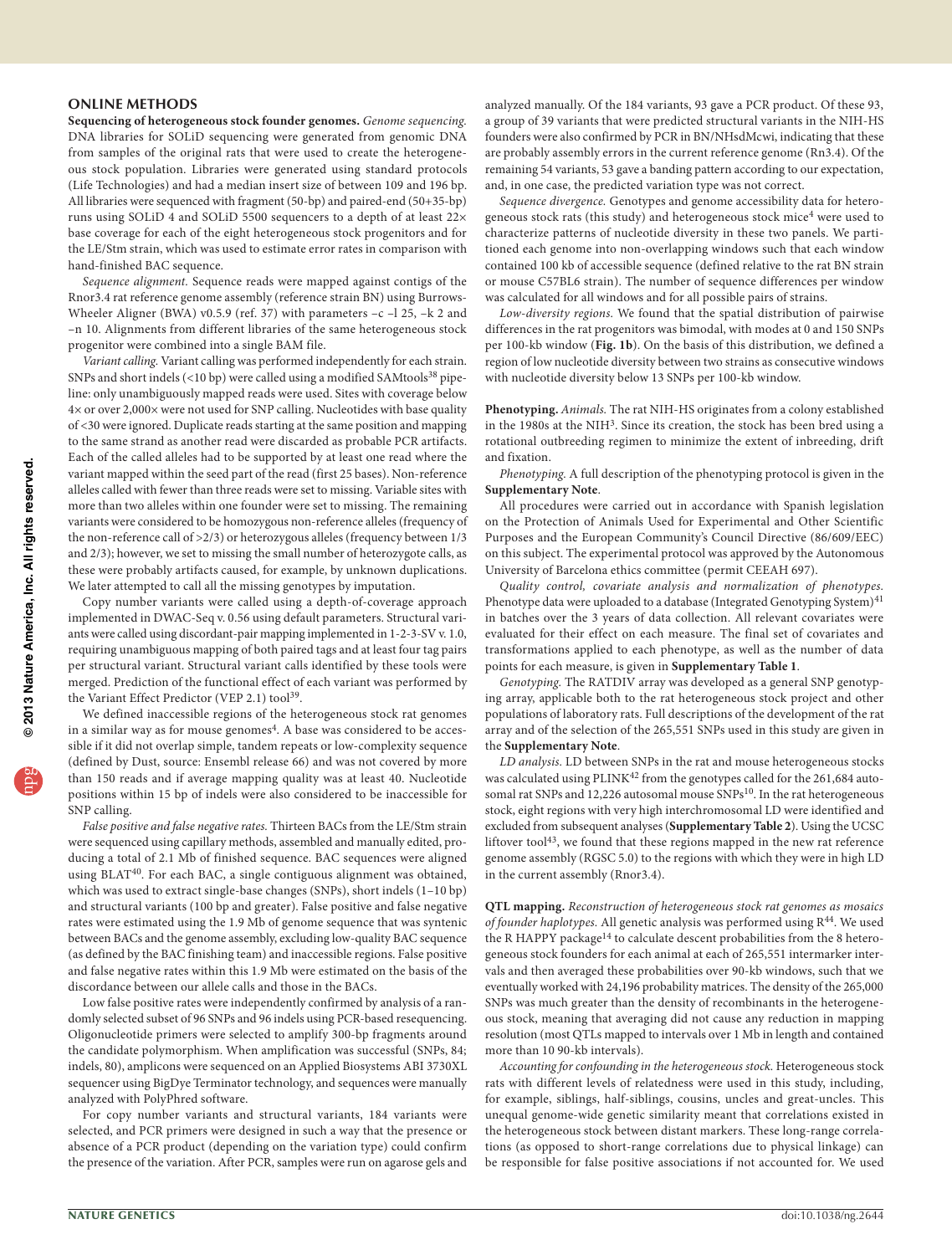## ONLINE METHODS

**Sequencing of heterogeneous stock founder genomes.** *Genome sequencing.* DNA libraries for SOLiD sequencing were generated from genomic DNA from samples of the original rats that were used to create the heterogeneous stock population. Libraries were generated using standard protocols (Life Technologies) and had a median insert size of between 109 and 196 bp. All libraries were sequenced with fragment (50-bp) and paired-end (50+35-bp) runs using SOLiD 4 and SOLiD 5500 sequencers to a depth of at least 22× base coverage for each of the eight heterogeneous stock progenitors and for the LE/Stm strain, which was used to estimate error rates in comparison with hand-finished BAC sequence.

*Sequence alignment.* Sequence reads were mapped against contigs of the Rnor3.4 rat reference genome assembly (reference strain BN) using Burrows-Wheeler Aligner (BWA) v0.5.9 (ref. 37) with parameters –c –l 25, –k 2 and –n 10. Alignments from different libraries of the same heterogeneous stock progenitor were combined into a single BAM file.

*Variant calling.* Variant calling was performed independently for each strain. SNPs and short indels (<10 bp) were called using a modified SAMtools[38] pipeline: only unambiguously mapped reads were used. Sites with coverage below 4× or over 2,000× were not used for SNP calling. Nucleotides with base quality of <30 were ignored. Duplicate reads starting at the same position and mapping to the same strand as another read were discarded as probable PCR artifacts. Each of the called alleles had to be supported by at least one read where the variant mapped within the seed part of the read (first 25 bases). Non-reference alleles called with fewer than three reads were set to missing. Variable sites with more than two alleles within one founder were set to missing. The remaining variants were considered to be homozygous non-reference alleles (frequency of the non-reference call of >2/3) or heterozygous alleles (frequency between 1/3 and 2/3); however, we set to missing the small number of heterozygote calls, as these were probably artifacts caused, for example, by unknown duplications. We later attempted to call all the missing genotypes by imputation.

Copy number variants were called using a depth-of-coverage approach implemented in DWAC-Seq v. 0.56 using default parameters. Structural variants were called using discordant-pair mapping implemented in 1-2-3-SV v. 1.0, requiring unambiguous mapping of both paired tags and at least four tag pairs per structural variant. Structural variant calls identified by these tools were merged. Prediction of the functional effect of each variant was performed by the Variant Effect Predictor (VEP 2.1) tool[39].

We defined inaccessible regions of the heterogeneous stock rat genomes in a similar way as for mouse genomes[4]. A base was considered to be accessible if it did not overlap simple, tandem repeats or low-complexity sequence (defined by Dust, source: Ensembl release 66) and was not covered by more than 150 reads and if average mapping quality was at least 40. Nucleotide positions within 15 bp of indels were also considered to be inaccessible for SNP calling.

*False positive and false negative rates.* Thirteen BACs from the LE/Stm strain were sequenced using capillary methods, assembled and manually edited, producing a total of 2.1 Mb of finished sequence. BAC sequences were aligned using BLAT[40]. For each BAC, a single contiguous alignment was obtained, which was used to extract single-base changes (SNPs), short indels (1–10 bp) and structural variants (100 bp and greater). False positive and false negative rates were estimated using the 1.9 Mb of genome sequence that was syntenic between BACs and the genome assembly, excluding low-quality BAC sequence (as defined by the BAC finishing team) and inaccessible regions. False positive and false negative rates within this 1.9 Mb were estimated on the basis of the discordance between our allele calls and those in the BACs.

Low false positive rates were independently confirmed by analysis of a randomly selected subset of 96 SNPs and 96 indels using PCR-based resequencing. Oligonucleotide primers were selected to amplify 300-bp fragments around the candidate polymorphism. When amplification was successful (SNPs, 84; indels, 80), amplicons were sequenced on an Applied Biosystems ABI 3730XL sequencer using BigDye Terminator technology, and sequences were manually analyzed with PolyPhred software.

For copy number variants and structural variants, 184 variants were selected, and PCR primers were designed in such a way that the presence or absence of a PCR product (depending on the variation type) could confirm the presence of the variation. After PCR, samples were run on agarose gels and analyzed manually. Of the 184 variants, 93 gave a PCR product. Of these 93, a group of 39 variants that were predicted structural variants in the NIH-HS founders were also confirmed by PCR in BN/NHsdMcwi, indicating that these are probably assembly errors in the current reference genome (Rn3.4). Of the remaining 54 variants, 53 gave a banding pattern according to our expectation, and, in one case, the predicted variation type was not correct.

*Sequence divergence.* Genotypes and genome accessibility data for heterogeneous stock rats (this study) and heterogeneous stock mice[4] were used to characterize patterns of nucleotide diversity in these two panels. We partitioned each genome into non-overlapping windows such that each window contained 100 kb of accessible sequence (defined relative to the rat BN strain or mouse C57BL6 strain). The number of sequence differences per window was calculated for all windows and for all possible pairs of strains.

*Low-diversity regions.* We found that the spatial distribution of pairwise differences in the rat progenitors was bimodal, with modes at 0 and 150 SNPs per 100-kb window (**Fig. 1b**). On the basis of this distribution, we defined a region of low nucleotide diversity between two strains as consecutive windows with nucleotide diversity below 13 SNPs per 100-kb window.

**Phenotyping.** *Animals.* The rat NIH-HS originates from a colony established in the 1980s at the NIH[3]. Since its creation, the stock has been bred using a rotational outbreeding regimen to minimize the extent of inbreeding, drift and fixation.

*Phenotyping.* A full description of the phenotyping protocol is given in the **Supplementary Note**.

All procedures were carried out in accordance with Spanish legislation on the Protection of Animals Used for Experimental and Other Scientific Purposes and the European Community's Council Directive (86/609/EEC) on this subject. The experimental protocol was approved by the Autonomous University of Barcelona ethics committee (permit CEEAH 697).

*Quality control, covariate analysis and normalization of phenotypes.* Phenotype data were uploaded to a database (Integrated Genotyping System)[41] in batches over the 3 years of data collection. All relevant covariates were evaluated for their effect on each measure. The final set of covariates and transformations applied to each phenotype, as well as the number of data points for each measure, is given in **Supplementary Table 1**.

*Genotyping.* The RATDIV array was developed as a general SNP genotyping array, applicable both to the rat heterogeneous stock project and other populations of laboratory rats. Full descriptions of the development of the rat array and of the selection of the 265,551 SNPs used in this study are given in the **Supplementary Note**.

*LD analysis.* LD between SNPs in the rat and mouse heterogeneous stocks was calculated using PLINK[42] from the genotypes called for the 261,684 autosomal rat SNPs and 12,226 autosomal mouse SNPs[10]. In the rat heterogeneous stock, eight regions with very high interchromosomal LD were identified and excluded from subsequent analyses (**Supplementary Table 2**). Using the UCSC liftover tool[43], we found that these regions mapped in the new rat reference genome assembly (RGSC 5.0) to the regions with which they were in high LD in the current assembly (Rnor3.4).

**QTL mapping.** *Reconstruction of heterogeneous stock rat genomes as mosaics of founder haplotypes.* All genetic analysis was performed using R[44]. We used the R HAPPY package[14] to calculate descent probabilities from the 8 heterogeneous stock founders for each animal at each of 265,551 intermarker intervals and then averaged these probabilities over 90-kb windows, such that we eventually worked with 24,196 probability matrices. The density of the 265,000 SNPs was much greater than the density of recombinants in the heterogeneous stock, meaning that averaging did not cause any reduction in mapping resolution (most QTLs mapped to intervals over 1 Mb in length and contained more than 10 90-kb intervals).

*Accounting for confounding in the heterogeneous stock.* Heterogeneous stock rats with different levels of relatedness were used in this study, including, for example, siblings, half-siblings, cousins, uncles and great-uncles. This unequal genome-wide genetic similarity meant that correlations existed in the heterogeneous stock between distant markers. These long-range correlations (as opposed to short-range correlations due to physical linkage) can be responsible for false positive associations if not accounted for. We used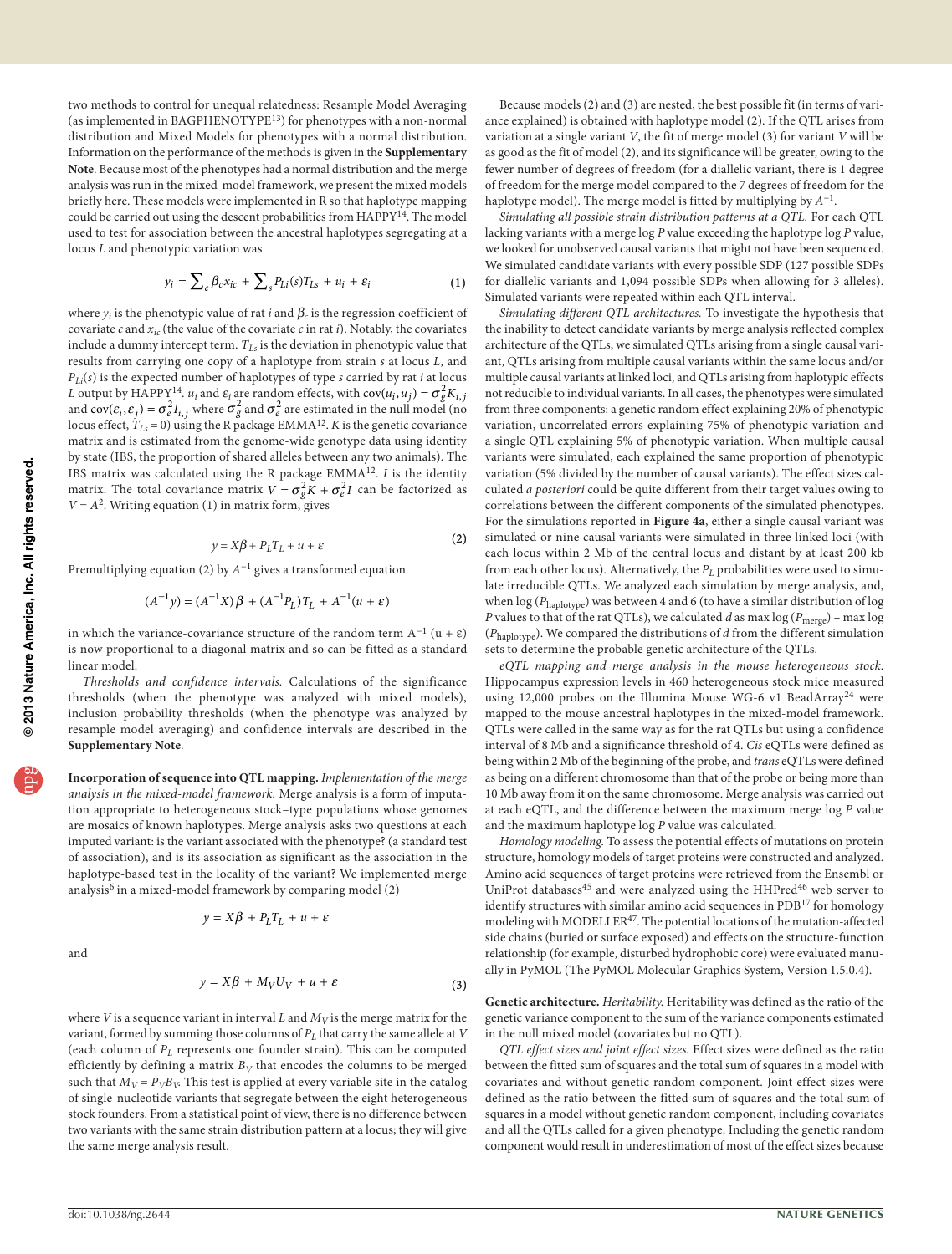two methods to control for unequal relatedness: Resample Model Averaging (as implemented in BAGPHENOTYPE[13]) for phenotypes with a non-normal distribution and Mixed Models for phenotypes with a normal distribution. Information on the performance of the methods is given in the **Supplementary Note**. Because most of the phenotypes had a normal distribution and the merge analysis was run in the mixed-model framework, we present the mixed models briefly here. These models were implemented in R so that haplotype mapping could be carried out using the descent probabilities from HAPPY[14]. The model used to test for association between the ancestral haplotypes segregating at a locus $L$ and phenotypic variation was

$$y_i = \sum_c \beta_c x_{ic} + \sum_s P_{Li}(s) T_{Ls} + u_i + \varepsilon_i \tag{1}$$

where $y_i$ is the phenotypic value of rat $i$ and $\beta_c$ is the regression coefficient of covariate $c$ and $x_{ic}$ (the value of the covariate $c$ in rat $i$). Notably, the covariates include a dummy intercept term. $T_{Ls}$ is the deviation in phenotypic value that results from carrying one copy of a haplotype from strain $s$ at locus $L$, and $P_{Li}(s)$ is the expected number of haplotypes of type $s$ carried by rat $i$ at locus $L$ output by HAPPY[14]. $u_i$ and $\varepsilon_i$ are random effects, with $\mathrm{cov}(u_i, u_j) = \sigma_g^2 K_{i,j}$ and $\mathrm{cov}(\varepsilon_i, \varepsilon_j) = \sigma_e^2 I_{i,j}$ where $\sigma_g^2$ and $\sigma_e^2$ are estimated in the null model (no locus effect, $T_{Ls} = 0$) using the R package EMMA[12]. $K$ is the genetic covariance matrix and is estimated from the genome-wide genotype data using identity by state (IBS, the proportion of shared alleles between any two animals). The IBS matrix was calculated using the R package EMMA[12]. $I$ is the identity matrix. The total covariance matrix $V = \sigma_g^2 K + \sigma_e^2 I$ can be factorized as $V = A^2$. Writing equation (1) in matrix form, gives

$$y = X\beta + P_L T_L + u + \varepsilon \tag{2}$$

Premultiplying equation (2) by $A^{-1}$ gives a transformed equation

$$(A^{-1}y) = (A^{-1}X)\beta + (A^{-1}P_L)T_L + A^{-1}(u + \varepsilon)$$

in which the variance-covariance structure of the random term $A^{-1}(u + \varepsilon)$ is now proportional to a diagonal matrix and so can be fitted as a standard linear model.

*Thresholds and confidence intervals.* Calculations of the significance thresholds (when the phenotype was analyzed with mixed models), inclusion probability thresholds (when the phenotype was analyzed by resample model averaging) and confidence intervals are described in the **Supplementary Note**.

**Incorporation of sequence into QTL mapping.** *Implementation of the merge analysis in the mixed-model framework.* Merge analysis is a form of imputation appropriate to heterogeneous stock–type populations whose genomes are mosaics of known haplotypes. Merge analysis asks two questions at each imputed variant: is the variant associated with the phenotype? (a standard test of association), and is its association as significant as the association in the haplotype-based test in the locality of the variant? We implemented merge analysis[6] in a mixed-model framework by comparing model (2)

$$y = X\beta + P_L T_L + u + \varepsilon$$

and

$$y = X\beta + M_V U_V + u + \varepsilon \tag{3}$$

where $V$ is a sequence variant in interval $L$ and $M_V$ is the merge matrix for the variant, formed by summing those columns of $P_L$ that carry the same allele at $V$ (each column of $P_L$ represents one founder strain). This can be computed efficiently by defining a matrix $B_V$ that encodes the columns to be merged such that $M_V = P_V B_V$. This test is applied at every variable site in the catalog of single-nucleotide variants that segregate between the eight heterogeneous stock founders. From a statistical point of view, there is no difference between two variants with the same strain distribution pattern at a locus; they will give the same merge analysis result.

Because models (2) and (3) are nested, the best possible fit (in terms of variance explained) is obtained with haplotype model (2). If the QTL arises from variation at a single variant $V$, the fit of merge model (3) for variant $V$ will be as good as the fit of model (2), and its significance will be greater, owing to the fewer number of degrees of freedom (for a diallelic variant, there is 1 degree of freedom for the merge model compared to the 7 degrees of freedom for the haplotype model). The merge model is fitted by multiplying by $A^{-1}$.

*Simulating all possible strain distribution patterns at a QTL.* For each QTL lacking variants with a merge log $P$ value exceeding the haplotype log $P$ value, we looked for unobserved causal variants that might not have been sequenced. We simulated candidate variants with every possible SDP (127 possible SDPs for diallelic variants and 1,094 possible SDPs when allowing for 3 alleles). Simulated variants were repeated within each QTL interval.

*Simulating different QTL architectures.* To investigate the hypothesis that the inability to detect candidate variants by merge analysis reflected complex architecture of the QTLs, we simulated QTLs arising from a single causal variant, QTLs arising from multiple causal variants within the same locus and/or multiple causal variants at linked loci, and QTLs arising from haplotypic effects not reducible to individual variants. In all cases, the phenotypes were simulated from three components: a genetic random effect explaining 20% of phenotypic variation, uncorrelated errors explaining 75% of phenotypic variation and a single QTL explaining 5% of phenotypic variation. When multiple causal variants were simulated, each explained the same proportion of phenotypic variation (5% divided by the number of causal variants). The effect sizes calculated *a posteriori* could be quite different from their target values owing to correlations between the different components of the simulated phenotypes. For the simulations reported in **Figure 4a**, either a single causal variant was simulated or nine causal variants were simulated in three linked loci (with each locus within 2 Mb of the central locus and distant by at least 200 kb from each other locus). Alternatively, the $P_L$ probabilities were used to simulate irreducible QTLs. We analyzed each simulation by merge analysis, and, when $\log(P_{\text{haplotype}})$ was between 4 and 6 (to have a similar distribution of log $P$ values to that of the rat QTLs), we calculated $d$ as $\max \log(P_{\text{merge}}) - \max \log(P_{\text{haplotype}})$. We compared the distributions of $d$ from the different simulation sets to determine the probable genetic architecture of the QTLs.

*eQTL mapping and merge analysis in the mouse heterogeneous stock.* Hippocampus expression levels in 460 heterogeneous stock mice measured using 12,000 probes on the Illumina Mouse WG-6 v1 BeadArray[24] were mapped to the mouse ancestral haplotypes in the mixed-model framework. QTLs were called in the same way as for the rat QTLs but using a confidence interval of 8 Mb and a significance threshold of 4. *Cis* eQTLs were defined as being within 2 Mb of the beginning of the probe, and *trans* eQTLs were defined as being on a different chromosome than that of the probe or being more than 10 Mb away from it on the same chromosome. Merge analysis was carried out at each eQTL, and the difference between the maximum merge log $P$ value and the maximum haplotype log $P$ value was calculated.

*Homology modeling.* To assess the potential effects of mutations on protein structure, homology models of target proteins were constructed and analyzed. Amino acid sequences of target proteins were retrieved from the Ensembl or UniProt databases[45] and were analyzed using the HHPred[46] web server to identify structures with similar amino acid sequences in PDB[17] for homology modeling with MODELLER[47]. The potential locations of the mutation-affected side chains (buried or surface exposed) and effects on the structure-function relationship (for example, disturbed hydrophobic core) were evaluated manually in PyMOL (The PyMOL Molecular Graphics System, Version 1.5.0.4).

**Genetic architecture.** *Heritability.* Heritability was defined as the ratio of the genetic variance component to the sum of the variance components estimated in the null mixed model (covariates but no QTL).

*QTL effect sizes and joint effect sizes.* Effect sizes were defined as the ratio between the fitted sum of squares and the total sum of squares in a model with covariates and without genetic random component. Joint effect sizes were defined as the ratio between the fitted sum of squares and the total sum of squares in a model without genetic random component, including covariates and all the QTLs called for a given phenotype. Including the genetic random component would result in underestimation of most of the effect sizes because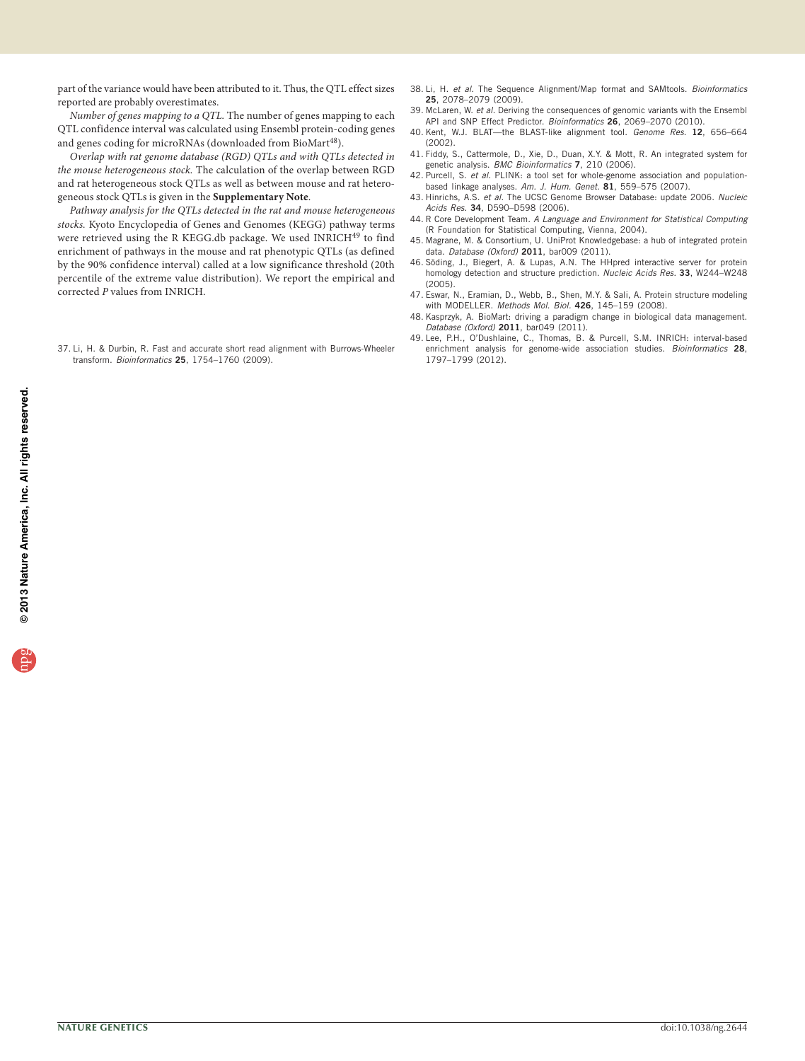part of the variance would have been attributed to it. Thus, the QTL effect sizes reported are probably overestimates.

*Number of genes mapping to a QTL.* The number of genes mapping to each QTL confidence interval was calculated using Ensembl protein-coding genes and genes coding for microRNAs (downloaded from BioMart[48]).

*Overlap with rat genome database (RGD) QTLs and with QTLs detected in the mouse heterogeneous stock.* The calculation of the overlap between RGD and rat heterogeneous stock QTLs as well as between mouse and rat heterogeneous stock QTLs is given in the **Supplementary Note**.

*Pathway analysis for the QTLs detected in the rat and mouse heterogeneous stocks.* Kyoto Encyclopedia of Genes and Genomes (KEGG) pathway terms were retrieved using the R KEGG.db package. We used INRICH[49] to find enrichment of pathways in the mouse and rat phenotypic QTLs (as defined by the 90% confidence interval) called at a low significance threshold (20th percentile of the extreme value distribution). We report the empirical and corrected *P* values from INRICH.

37. Li, H. & Durbin, R. Fast and accurate short read alignment with Burrows-Wheeler transform. *Bioinformatics* **25**, 1754–1760 (2009).
38. Li, H. *et al.* The Sequence Alignment/Map format and SAMtools. *Bioinformatics* **25**, 2078–2079 (2009).
39. McLaren, W. *et al.* Deriving the consequences of genomic variants with the Ensembl API and SNP Effect Predictor. *Bioinformatics* **26**, 2069–2070 (2010).
40. Kent, W.J. BLAT—the BLAST-like alignment tool. *Genome Res.* **12**, 656–664 (2002).
41. Fiddy, S., Cattermole, D., Xie, D., Duan, X.Y. & Mott, R. An integrated system for genetic analysis. *BMC Bioinformatics* **7**, 210 (2006).
42. Purcell, S. *et al.* PLINK: a tool set for whole-genome association and population-based linkage analyses. *Am. J. Hum. Genet.* **81**, 559–575 (2007).
43. Hinrichs, A.S. *et al.* The UCSC Genome Browser Database: update 2006. *Nucleic Acids Res.* **34**, D590–D598 (2006).
44. R Core Development Team. *A Language and Environment for Statistical Computing* (R Foundation for Statistical Computing, Vienna, 2004).
45. Magrane, M. & Consortium, U. UniProt Knowledgebase: a hub of integrated protein data. *Database (Oxford)* **2011**, bar009 (2011).
46. Söding, J., Biegert, A. & Lupas, A.N. The HHpred interactive server for protein homology detection and structure prediction. *Nucleic Acids Res.* **33**, W244–W248 (2005).
47. Eswar, N., Eramian, D., Webb, B., Shen, M.Y. & Sali, A. Protein structure modeling with MODELLER. *Methods Mol. Biol.* **426**, 145–159 (2008).
48. Kasprzyk, A. BioMart: driving a paradigm change in biological data management. *Database (Oxford)* **2011**, bar049 (2011).
49. Lee, P.H., O'Dushlaine, C., Thomas, B. & Purcell, S.M. INRICH: interval-based enrichment analysis for genome-wide association studies. *Bioinformatics* **28**, 1797–1799 (2012).